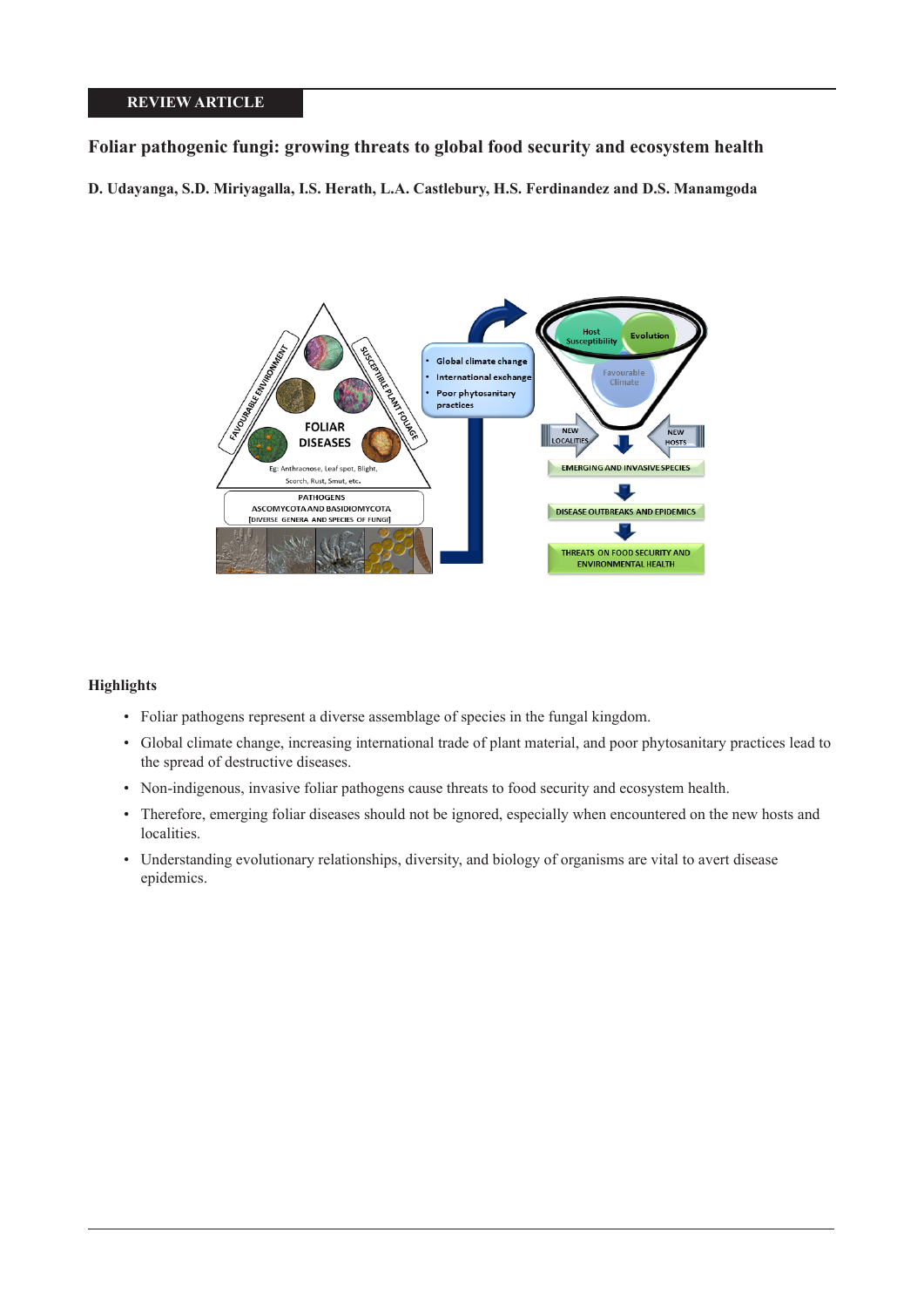REVIEW ARTICLE

# Foliar pathogenic fungi: growing threats to global food security and ecosystem health

**D. Udayanga, S.D. Miriyagalla, I.S. Herath, L.A. Castlebury, H.S. Ferdinandez and D.S. Manamgoda**

## Highlights

- Foliar pathogens represent a diverse assemblage of species in the fungal kingdom.
- Global climate change, increasing international trade of plant material, and poor phytosanitary practices lead to the spread of destructive diseases.
- Non-indigenous, invasive foliar pathogens cause threats to food security and ecosystem health.
- Therefore, emerging foliar diseases should not be ignored, especially when encountered on the new hosts and localities.
- Understanding evolutionary relationships, diversity, and biology of organisms are vital to avert disease epidemics.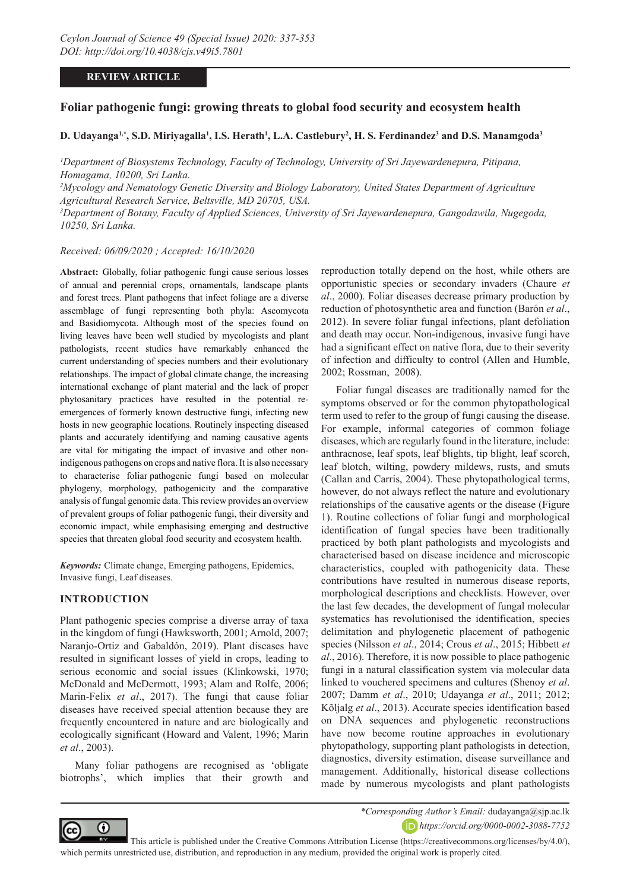**REVIEW ARTICLE**

# Foliar pathogenic fungi: growing threats to global food security and ecosystem health

**D. Udayanga[1,*], S.D. Miriyagalla[1], I.S. Herath[1], L.A. Castlebury[2], H. S. Ferdinandez[3] and D.S. Manamgoda[3]**

[1]*Department of Biosystems Technology, Faculty of Technology, University of Sri Jayewardenepura, Pitipana, Homagama, 10200, Sri Lanka.*

[2]*Mycology and Nematology Genetic Diversity and Biology Laboratory, United States Department of Agriculture Agricultural Research Service, Beltsville, MD 20705, USA.*

[3]*Department of Botany, Faculty of Applied Sciences, University of Sri Jayewardenepura, Gangodawila, Nugegoda, 10250, Sri Lanka.*

*Received: 06/09/2020 ; Accepted: 16/10/2020*

**Abstract:** Globally, foliar pathogenic fungi cause serious losses of annual and perennial crops, ornamentals, landscape plants and forest trees. Plant pathogens that infect foliage are a diverse assemblage of fungi representing both phyla: Ascomycota and Basidiomycota. Although most of the species found on living leaves have been well studied by mycologists and plant pathologists, recent studies have remarkably enhanced the current understanding of species numbers and their evolutionary relationships. The impact of global climate change, the increasing international exchange of plant material and the lack of proper phytosanitary practices have resulted in the potential re-emergences of formerly known destructive fungi, infecting new hosts in new geographic locations. Routinely inspecting diseased plants and accurately identifying and naming causative agents are vital for mitigating the impact of invasive and other non-indigenous pathogens on crops and native flora. It is also necessary to characterise foliar pathogenic fungi based on molecular phylogeny, morphology, pathogenicity and the comparative analysis of fungal genomic data. This review provides an overview of prevalent groups of foliar pathogenic fungi, their diversity and economic impact, while emphasising emerging and destructive species that threaten global food security and ecosystem health.

***Keywords:*** Climate change, Emerging pathogens, Epidemics, Invasive fungi, Leaf diseases.

## INTRODUCTION

Plant pathogenic species comprise a diverse array of taxa in the kingdom of fungi (Hawksworth, 2001; Arnold, 2007; Naranjo-Ortiz and Gabaldón, 2019). Plant diseases have resulted in significant losses of yield in crops, leading to serious economic and social issues (Klinkowski, 1970; McDonald and McDermott, 1993; Alam and Rolfe, 2006; Marin-Felix *et al*., 2017). The fungi that cause foliar diseases have received special attention because they are frequently encountered in nature and are biologically and ecologically significant (Howard and Valent, 1996; Marin *et al*., 2003).

Many foliar pathogens are recognised as 'obligate biotrophs', which implies that their growth and reproduction totally depend on the host, while others are opportunistic species or secondary invaders (Chaure *et al*., 2000). Foliar diseases decrease primary production by reduction of photosynthetic area and function (Barón *et al*., 2012). In severe foliar fungal infections, plant defoliation and death may occur. Non-indigenous, invasive fungi have had a significant effect on native flora, due to their severity of infection and difficulty to control (Allen and Humble, 2002; Rossman, 2008).

Foliar fungal diseases are traditionally named for the symptoms observed or for the common phytopathological term used to refer to the group of fungi causing the disease. For example, informal categories of common foliage diseases, which are regularly found in the literature, include: anthracnose, leaf spots, leaf blights, tip blight, leaf scorch, leaf blotch, wilting, powdery mildews, rusts, and smuts (Callan and Carris, 2004). These phytopathological terms, however, do not always reflect the nature and evolutionary relationships of the causative agents or the disease (Figure 1). Routine collections of foliar fungi and morphological identification of fungal species have been traditionally practiced by both plant pathologists and mycologists and characterised based on disease incidence and microscopic characteristics, coupled with pathogenicity data. These contributions have resulted in numerous disease reports, morphological descriptions and checklists. However, over the last few decades, the development of fungal molecular systematics has revolutionised the identification, species delimitation and phylogenetic placement of pathogenic species (Nilsson *et al*., 2014; Crous *et al*., 2015; Hibbett *et al*., 2016). Therefore, it is now possible to place pathogenic fungi in a natural classification system via molecular data linked to vouchered specimens and cultures (Shenoy *et al*. 2007; Damm *et al*., 2010; Udayanga *et al*., 2011; 2012; Kõljalg *et al*., 2013). Accurate species identification based on DNA sequences and phylogenetic reconstructions have now become routine approaches in evolutionary phytopathology, supporting plant pathologists in detection, diagnostics, diversity estimation, disease surveillance and management. Additionally, historical disease collections made by numerous mycologists and plant pathologists

*\*Corresponding Author's Email:* dudayanga@sjp.ac.lk

*https://orcid.org/0000-0002-3088-7752*

This article is published under the Creative Commons Attribution License (https://creativecommons.org/licenses/by/4.0/), which permits unrestricted use, distribution, and reproduction in any medium, provided the original work is properly cited.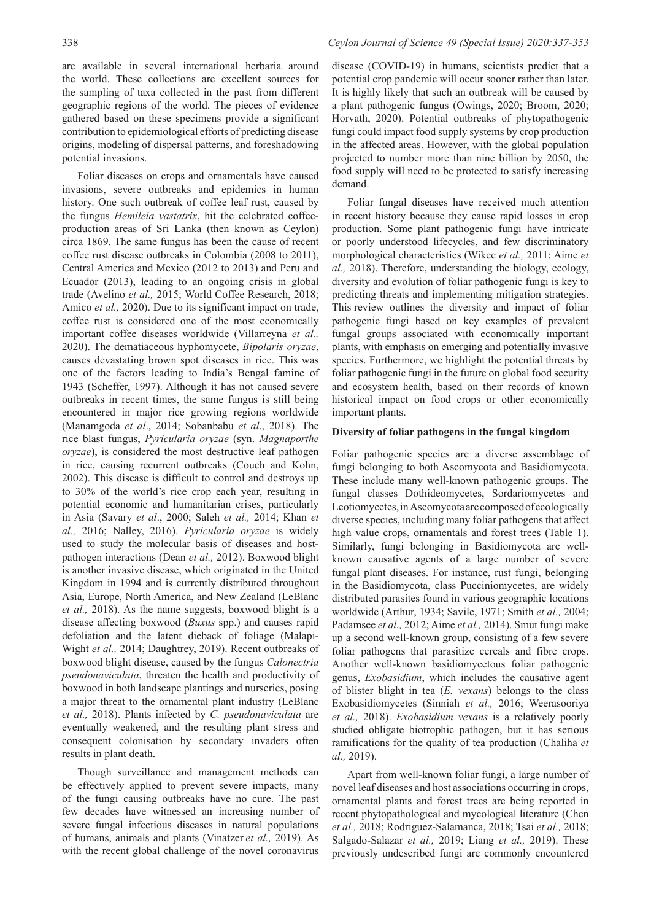are available in several international herbaria around the world. These collections are excellent sources for the sampling of taxa collected in the past from different geographic regions of the world. The pieces of evidence gathered based on these specimens provide a significant contribution to epidemiological efforts of predicting disease origins, modeling of dispersal patterns, and foreshadowing potential invasions.

Foliar diseases on crops and ornamentals have caused invasions, severe outbreaks and epidemics in human history. One such outbreak of coffee leaf rust, caused by the fungus *Hemileia vastatrix*, hit the celebrated coffee-production areas of Sri Lanka (then known as Ceylon) circa 1869. The same fungus has been the cause of recent coffee rust disease outbreaks in Colombia (2008 to 2011), Central America and Mexico (2012 to 2013) and Peru and Ecuador (2013), leading to an ongoing crisis in global trade (Avelino *et al.,* 2015; World Coffee Research, 2018; Amico *et al.,* 2020). Due to its significant impact on trade, coffee rust is considered one of the most economically important coffee diseases worldwide (Villarreyna *et al.,* 2020). The dematiaceous hyphomycete, *Bipolaris oryzae*, causes devastating brown spot diseases in rice. This was one of the factors leading to India's Bengal famine of 1943 (Scheffer, 1997). Although it has not caused severe outbreaks in recent times, the same fungus is still being encountered in major rice growing regions worldwide (Manamgoda *et al*., 2014; Sobanbabu *et al*., 2018). The rice blast fungus, *Pyricularia oryzae* (syn. *Magnaporthe oryzae*), is considered the most destructive leaf pathogen in rice, causing recurrent outbreaks (Couch and Kohn, 2002). This disease is difficult to control and destroys up to 30% of the world's rice crop each year, resulting in potential economic and humanitarian crises, particularly in Asia (Savary *et al*., 2000; Saleh *et al.,* 2014; Khan *et al.,* 2016; Nalley, 2016). *Pyricularia oryzae* is widely used to study the molecular basis of diseases and host-pathogen interactions (Dean *et al.,* 2012). Boxwood blight is another invasive disease, which originated in the United Kingdom in 1994 and is currently distributed throughout Asia, Europe, North America, and New Zealand (LeBlanc *et al.,* 2018). As the name suggests, boxwood blight is a disease affecting boxwood (*Buxus* spp.) and causes rapid defoliation and the latent dieback of foliage (Malapi-Wight *et al.,* 2014; Daughtrey, 2019). Recent outbreaks of boxwood blight disease, caused by the fungus *Calonectria pseudonaviculata*, threaten the health and productivity of boxwood in both landscape plantings and nurseries, posing a major threat to the ornamental plant industry (LeBlanc *et al.,* 2018). Plants infected by *C. pseudonaviculata* are eventually weakened, and the resulting plant stress and consequent colonisation by secondary invaders often results in plant death.

Though surveillance and management methods can be effectively applied to prevent severe impacts, many of the fungi causing outbreaks have no cure. The past few decades have witnessed an increasing number of severe fungal infectious diseases in natural populations of humans, animals and plants (Vinatzer *et al.,* 2019). As with the recent global challenge of the novel coronavirus disease (COVID-19) in humans, scientists predict that a potential crop pandemic will occur sooner rather than later. It is highly likely that such an outbreak will be caused by a plant pathogenic fungus (Owings, 2020; Broom, 2020; Horvath, 2020). Potential outbreaks of phytopathogenic fungi could impact food supply systems by crop production in the affected areas. However, with the global population projected to number more than nine billion by 2050, the food supply will need to be protected to satisfy increasing demand.

Foliar fungal diseases have received much attention in recent history because they cause rapid losses in crop production. Some plant pathogenic fungi have intricate or poorly understood lifecycles, and few discriminatory morphological characteristics (Wikee *et al.,* 2011; Aime *et al.,* 2018). Therefore, understanding the biology, ecology, diversity and evolution of foliar pathogenic fungi is key to predicting threats and implementing mitigation strategies. This review outlines the diversity and impact of foliar pathogenic fungi based on key examples of prevalent fungal groups associated with economically important plants, with emphasis on emerging and potentially invasive species. Furthermore, we highlight the potential threats by foliar pathogenic fungi in the future on global food security and ecosystem health, based on their records of known historical impact on food crops or other economically important plants.

## Diversity of foliar pathogens in the fungal kingdom

Foliar pathogenic species are a diverse assemblage of fungi belonging to both Ascomycota and Basidiomycota. These include many well-known pathogenic groups. The fungal classes Dothideomycetes, Sordariomycetes and Leotiomycetes, in Ascomycota are composed of ecologically diverse species, including many foliar pathogens that affect high value crops, ornamentals and forest trees (Table 1). Similarly, fungi belonging in Basidiomycota are well-known causative agents of a large number of severe fungal plant diseases. For instance, rust fungi, belonging in the Basidiomycota, class Pucciniomycetes, are widely distributed parasites found in various geographic locations worldwide (Arthur, 1934; Savile, 1971; Smith *et al.,* 2004; Padamsee *et al.,* 2012; Aime *et al.,* 2014). Smut fungi make up a second well-known group, consisting of a few severe foliar pathogens that parasitize cereals and fibre crops. Another well-known basidiomycetous foliar pathogenic genus, *Exobasidium*, which includes the causative agent of blister blight in tea (*E. vexans*) belongs to the class Exobasidiomycetes (Sinniah *et al.,* 2016; Weerasooriya *et al.,* 2018). *Exobasidium vexans* is a relatively poorly studied obligate biotrophic pathogen, but it has serious ramifications for the quality of tea production (Chaliha *et al.,* 2019).

Apart from well-known foliar fungi, a large number of novel leaf diseases and host associations occurring in crops, ornamental plants and forest trees are being reported in recent phytopathological and mycological literature (Chen *et al.,* 2018; Rodriguez-Salamanca, 2018; Tsai *et al.,* 2018; Salgado-Salazar *et al.,* 2019; Liang *et al.,* 2019). These previously undescribed fungi are commonly encountered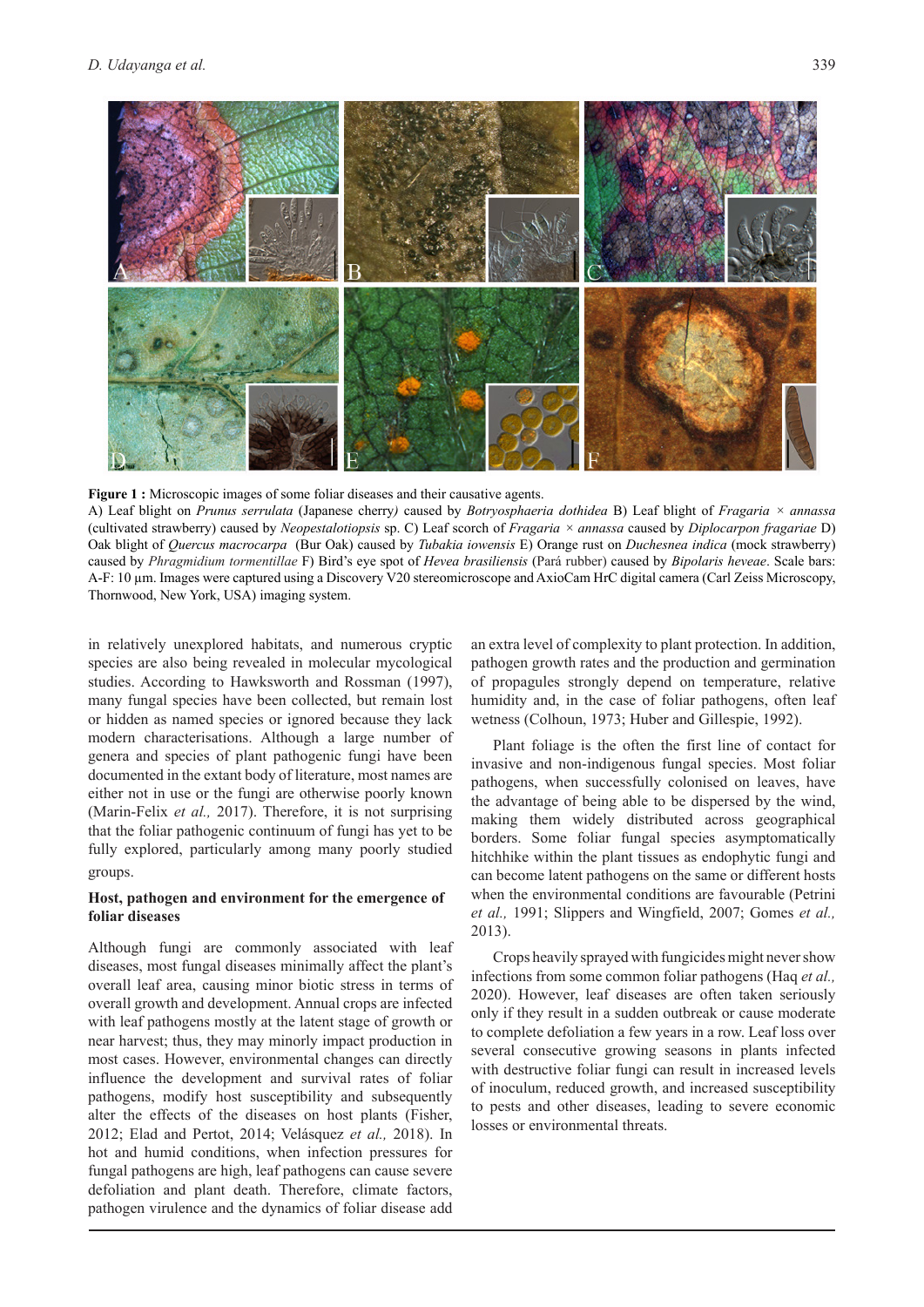**Figure 1 :** Microscopic images of some foliar diseases and their causative agents.
A) Leaf blight on *Prunus serrulata* (Japanese cherry*)* caused by *Botryosphaeria dothidea* B) Leaf blight of *Fragaria* × *annassa* (cultivated strawberry) caused by *Neopestalotiopsis* sp. C) Leaf scorch of *Fragaria* × *annassa* caused by *Diplocarpon fragariae* D) Oak blight of *Quercus macrocarpa* (Bur Oak) caused by *Tubakia iowensis* E) Orange rust on *Duchesnea indica* (mock strawberry) caused by *Phragmidium tormentillae* F) Bird's eye spot of *Hevea brasiliensis* (Pará rubber) caused by *Bipolaris heveae*. Scale bars: A-F: 10 µm. Images were captured using a Discovery V20 stereomicroscope and AxioCam HrC digital camera (Carl Zeiss Microscopy, Thornwood, New York, USA) imaging system.

in relatively unexplored habitats, and numerous cryptic species are also being revealed in molecular mycological studies. According to Hawksworth and Rossman (1997), many fungal species have been collected, but remain lost or hidden as named species or ignored because they lack modern characterisations. Although a large number of genera and species of plant pathogenic fungi have been documented in the extant body of literature, most names are either not in use or the fungi are otherwise poorly known (Marin-Felix *et al.,* 2017). Therefore, it is not surprising that the foliar pathogenic continuum of fungi has yet to be fully explored, particularly among many poorly studied groups.

### Host, pathogen and environment for the emergence of foliar diseases

Although fungi are commonly associated with leaf diseases, most fungal diseases minimally affect the plant's overall leaf area, causing minor biotic stress in terms of overall growth and development. Annual crops are infected with leaf pathogens mostly at the latent stage of growth or near harvest; thus, they may minorly impact production in most cases. However, environmental changes can directly influence the development and survival rates of foliar pathogens, modify host susceptibility and subsequently alter the effects of the diseases on host plants (Fisher, 2012; Elad and Pertot, 2014; Velásquez *et al.,* 2018). In hot and humid conditions, when infection pressures for fungal pathogens are high, leaf pathogens can cause severe defoliation and plant death. Therefore, climate factors, pathogen virulence and the dynamics of foliar disease add an extra level of complexity to plant protection. In addition, pathogen growth rates and the production and germination of propagules strongly depend on temperature, relative humidity and, in the case of foliar pathogens, often leaf wetness (Colhoun, 1973; Huber and Gillespie, 1992).

Plant foliage is the often the first line of contact for invasive and non-indigenous fungal species. Most foliar pathogens, when successfully colonised on leaves, have the advantage of being able to be dispersed by the wind, making them widely distributed across geographical borders. Some foliar fungal species asymptomatically hitchhike within the plant tissues as endophytic fungi and can become latent pathogens on the same or different hosts when the environmental conditions are favourable (Petrini *et al.,* 1991; Slippers and Wingfield, 2007; Gomes *et al.,* 2013).

Crops heavily sprayed with fungicides might never show infections from some common foliar pathogens (Haq *et al.,* 2020). However, leaf diseases are often taken seriously only if they result in a sudden outbreak or cause moderate to complete defoliation a few years in a row. Leaf loss over several consecutive growing seasons in plants infected with destructive foliar fungi can result in increased levels of inoculum, reduced growth, and increased susceptibility to pests and other diseases, leading to severe economic losses or environmental threats.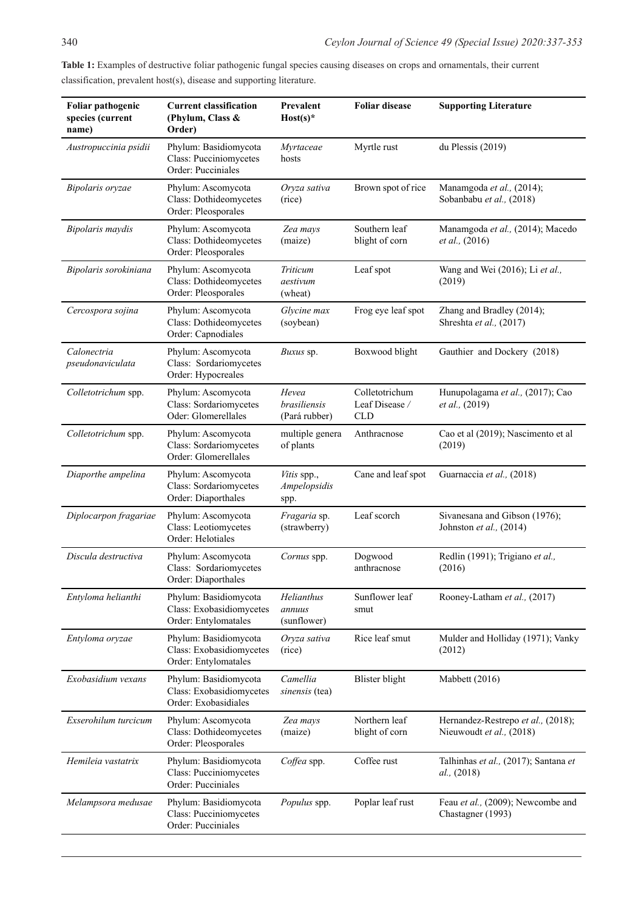**Table 1:** Examples of destructive foliar pathogenic fungal species causing diseases on crops and ornamentals, their current classification, prevalent host(s), disease and supporting literature.

| Foliar pathogenic species (current name) | Current classification (Phylum, Class & Order) | Prevalent Host(s)* | Foliar disease | Supporting Literature |
|---|---|---|---|---|
| *Austropuccinia psidii* | Phylum: Basidiomycota Class: Pucciniomycetes Order: Pucciniales | *Myrtaceae* hosts | Myrtle rust | du Plessis (2019) |
| *Bipolaris oryzae* | Phylum: Ascomycota Class: Dothideomycetes Order: Pleosporales | *Oryza sativa* (rice) | Brown spot of rice | Manamgoda *et al.,* (2014); Sobanbabu *et al.,* (2018) |
| *Bipolaris maydis* | Phylum: Ascomycota Class: Dothideomycetes Order: Pleosporales | *Zea mays* (maize) | Southern leaf blight of corn | Manamgoda *et al.,* (2014); Macedo *et al.,* (2016) |
| *Bipolaris sorokiniana* | Phylum: Ascomycota Class: Dothideomycetes Order: Pleosporales | *Triticum aestivum* (wheat) | Leaf spot | Wang and Wei (2016); Li *et al.,* (2019) |
| *Cercospora sojina* | Phylum: Ascomycota Class: Dothideomycetes Order: Capnodiales | *Glycine max* (soybean) | Frog eye leaf spot | Zhang and Bradley (2014); Shreshta *et al.,* (2017) |
| *Calonectria pseudonaviculata* | Phylum: Ascomycota Class: Sordariomycetes Order: Hypocreales | *Buxus* sp. | Boxwood blight | Gauthier and Dockery (2018) |
| *Colletotrichum* spp. | Phylum: Ascomycota Class: Sordariomycetes Oder: Glomerellales | *Hevea brasiliensis* (Pará rubber) | Colletotrichum Leaf Disease / CLD | Hunupolagama *et al.,* (2017); Cao *et al.,* (2019) |
| *Colletotrichum* spp. | Phylum: Ascomycota Class: Sordariomycetes Order: Glomerellales | multiple genera of plants | Anthracnose | Cao et al (2019); Nascimento et al (2019) |
| *Diaporthe ampelina* | Phylum: Ascomycota Class: Sordariomycetes Order: Diaporthales | *Vitis* spp., *Ampelopsidis* spp. | Cane and leaf spot | Guarnaccia *et al.,* (2018) |
| *Diplocarpon fragariae* | Phylum: Ascomycota Class: Leotiomycetes Order: Helotiales | *Fragaria* sp. (strawberry) | Leaf scorch | Sivanesana and Gibson (1976); Johnston *et al.,* (2014) |
| *Discula destructiva* | Phylum: Ascomycota Class: Sordariomycetes Order: Diaporthales | *Cornus* spp. | Dogwood anthracnose | Redlin (1991); Trigiano *et al.,* (2016) |
| *Entyloma helianthi* | Phylum: Basidiomycota Class: Exobasidiomycetes Order: Entylomatales | *Helianthus annuus* (sunflower) | Sunflower leaf smut | Rooney-Latham *et al.,* (2017) |
| *Entyloma oryzae* | Phylum: Basidiomycota Class: Exobasidiomycetes Order: Entylomatales | *Oryza sativa* (rice) | Rice leaf smut | Mulder and Holliday (1971); Vanky (2012) |
| *Exobasidium vexans* | Phylum: Basidiomycota Class: Exobasidiomycetes Order: Exobasidiales | *Camellia sinensis* (tea) | Blister blight | Mabbett (2016) |
| *Exserohilum turcicum* | Phylum: Ascomycota Class: Dothideomycetes Order: Pleosporales | *Zea mays* (maize) | Northern leaf blight of corn | Hernandez-Restrepo *et al.,* (2018); Nieuwoudt *et al.,* (2018) |
| *Hemileia vastatrix* | Phylum: Basidiomycota Class: Pucciniomycetes Order: Pucciniales | *Coffea* spp. | Coffee rust | Talhinhas *et al.,* (2017); Santana *et al.,* (2018) |
| *Melampsora medusae* | Phylum: Basidiomycota Class: Pucciniomycetes Order: Pucciniales | *Populus* spp. | Poplar leaf rust | Feau *et al.,* (2009); Newcombe and Chastagner (1993) |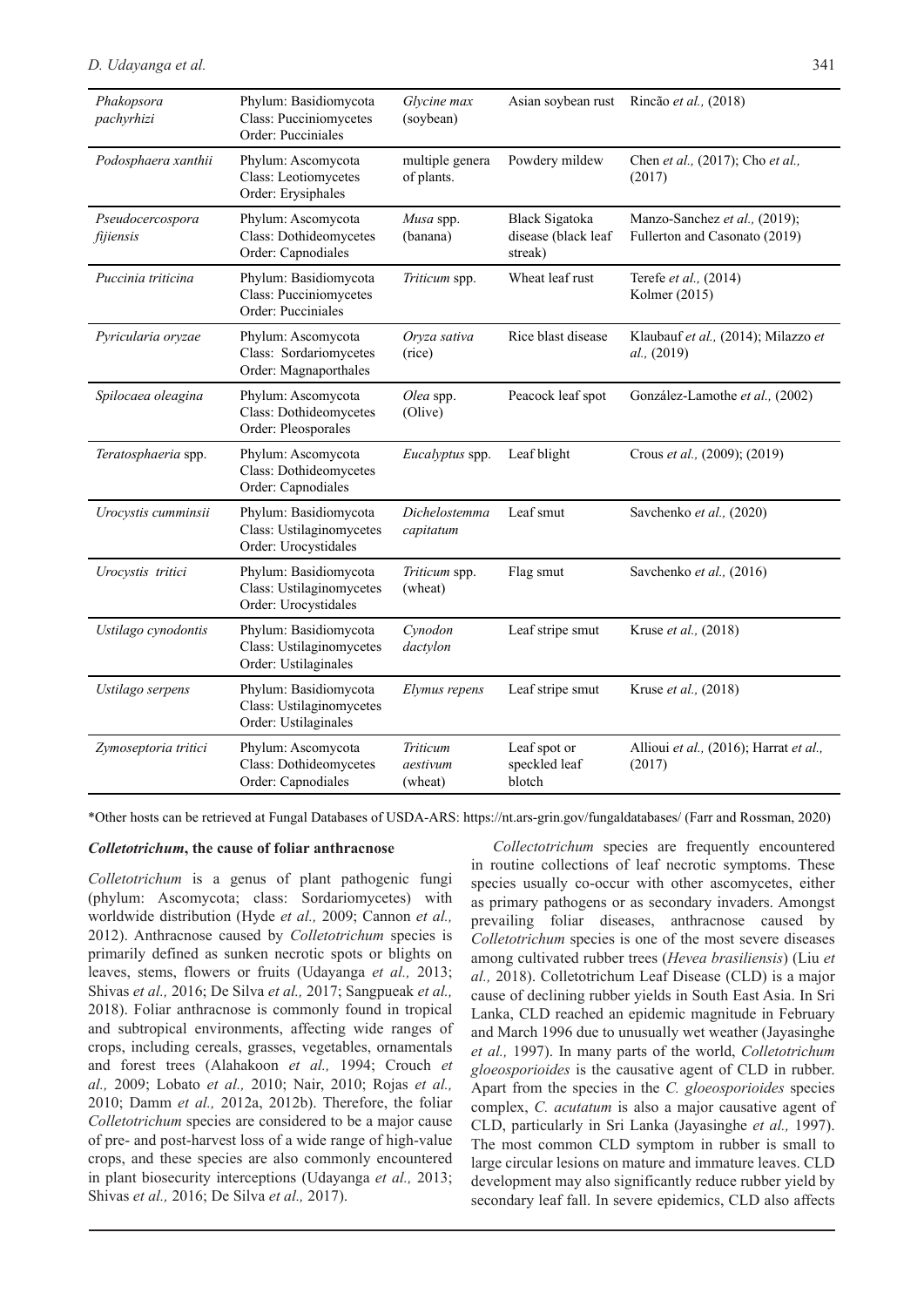| *Phakopsora pachyrhizi* | Phylum: Basidiomycota Class: Pucciniomycetes Order: Pucciniales | *Glycine max* (soybean) | Asian soybean rust | Rincão *et al.,* (2018) |
|---|---|---|---|---|
| *Podosphaera xanthii* | Phylum: Ascomycota Class: Leotiomycetes Order: Erysiphales | multiple genera of plants. | Powdery mildew | Chen *et al.,* (2017); Cho *et al.,* (2017) |
| *Pseudocercospora fijiensis* | Phylum: Ascomycota Class: Dothideomycetes Order: Capnodiales | *Musa* spp. (banana) | Black Sigatoka disease (black leaf streak) | Manzo-Sanchez *et al.,* (2019); Fullerton and Casonato (2019) |
| *Puccinia triticina* | Phylum: Basidiomycota Class: Pucciniomycetes Order: Pucciniales | *Triticum* spp. | Wheat leaf rust | Terefe *et al.,* (2014) Kolmer (2015) |
| *Pyricularia oryzae* | Phylum: Ascomycota Class: Sordariomycetes Order: Magnaporthales | *Oryza sativa* (rice) | Rice blast disease | Klaubauf *et al.,* (2014); Milazzo *et al.,* (2019) |
| *Spilocaea oleagina* | Phylum: Ascomycota Class: Dothideomycetes Order: Pleosporales | *Olea* spp. (Olive) | Peacock leaf spot | González-Lamothe *et al.,* (2002) |
| *Teratosphaeria* spp. | Phylum: Ascomycota Class: Dothideomycetes Order: Capnodiales | *Eucalyptus* spp. | Leaf blight | Crous *et al.,* (2009); (2019) |
| *Urocystis cumminsii* | Phylum: Basidiomycota Class: Ustilaginomycetes Order: Urocystidales | *Dichelostemma capitatum* | Leaf smut | Savchenko *et al.,* (2020) |
| *Urocystis tritici* | Phylum: Basidiomycota Class: Ustilaginomycetes Order: Urocystidales | *Triticum* spp. (wheat) | Flag smut | Savchenko *et al.,* (2016) |
| *Ustilago cynodontis* | Phylum: Basidiomycota Class: Ustilaginomycetes Order: Ustilaginales | *Cynodon dactylon* | Leaf stripe smut | Kruse *et al.,* (2018) |
| *Ustilago serpens* | Phylum: Basidiomycota Class: Ustilaginomycetes Order: Ustilaginales | *Elymus repens* | Leaf stripe smut | Kruse *et al.,* (2018) |
| *Zymoseptoria tritici* | Phylum: Ascomycota Class: Dothideomycetes Order: Capnodiales | *Triticum aestivum* (wheat) | Leaf spot or speckled leaf blotch | Allioui *et al.,* (2016); Harrat *et al.,* (2017) |

*Other hosts can be retrieved at Fungal Databases of USDA-ARS: https://nt.ars-grin.gov/fungaldatabases/ (Farr and Rossman, 2020)

### *Colletotrichum*, the cause of foliar anthracnose

*Colletotrichum* is a genus of plant pathogenic fungi (phylum: Ascomycota; class: Sordariomycetes) with worldwide distribution (Hyde *et al.,* 2009; Cannon *et al.,* 2012). Anthracnose caused by *Colletotrichum* species is primarily defined as sunken necrotic spots or blights on leaves, stems, flowers or fruits (Udayanga *et al.,* 2013; Shivas *et al.,* 2016; De Silva *et al.,* 2017; Sangpueak *et al.,* 2018). Foliar anthracnose is commonly found in tropical and subtropical environments, affecting wide ranges of crops, including cereals, grasses, vegetables, ornamentals and forest trees (Alahakoon *et al.,* 1994; Crouch *et al.,* 2009; Lobato *et al.,* 2010; Nair, 2010; Rojas *et al.,* 2010; Damm *et al.,* 2012a, 2012b). Therefore, the foliar *Colletotrichum* species are considered to be a major cause of pre- and post-harvest loss of a wide range of high-value crops, and these species are also commonly encountered in plant biosecurity interceptions (Udayanga *et al.,* 2013; Shivas *et al.,* 2016; De Silva *et al.,* 2017).

*Collectotrichum* species are frequently encountered in routine collections of leaf necrotic symptoms. These species usually co-occur with other ascomycetes, either as primary pathogens or as secondary invaders. Amongst prevailing foliar diseases, anthracnose caused by *Colletotrichum* species is one of the most severe diseases among cultivated rubber trees (*Hevea brasiliensis*) (Liu *et al.,* 2018). Colletotrichum Leaf Disease (CLD) is a major cause of declining rubber yields in South East Asia. In Sri Lanka, CLD reached an epidemic magnitude in February and March 1996 due to unusually wet weather (Jayasinghe *et al.,* 1997). In many parts of the world, *Colletotrichum gloeosporioides* is the causative agent of CLD in rubber. Apart from the species in the *C. gloeosporioides* species complex, *C. acutatum* is also a major causative agent of CLD, particularly in Sri Lanka (Jayasinghe *et al.,* 1997). The most common CLD symptom in rubber is small to large circular lesions on mature and immature leaves. CLD development may also significantly reduce rubber yield by secondary leaf fall. In severe epidemics, CLD also affects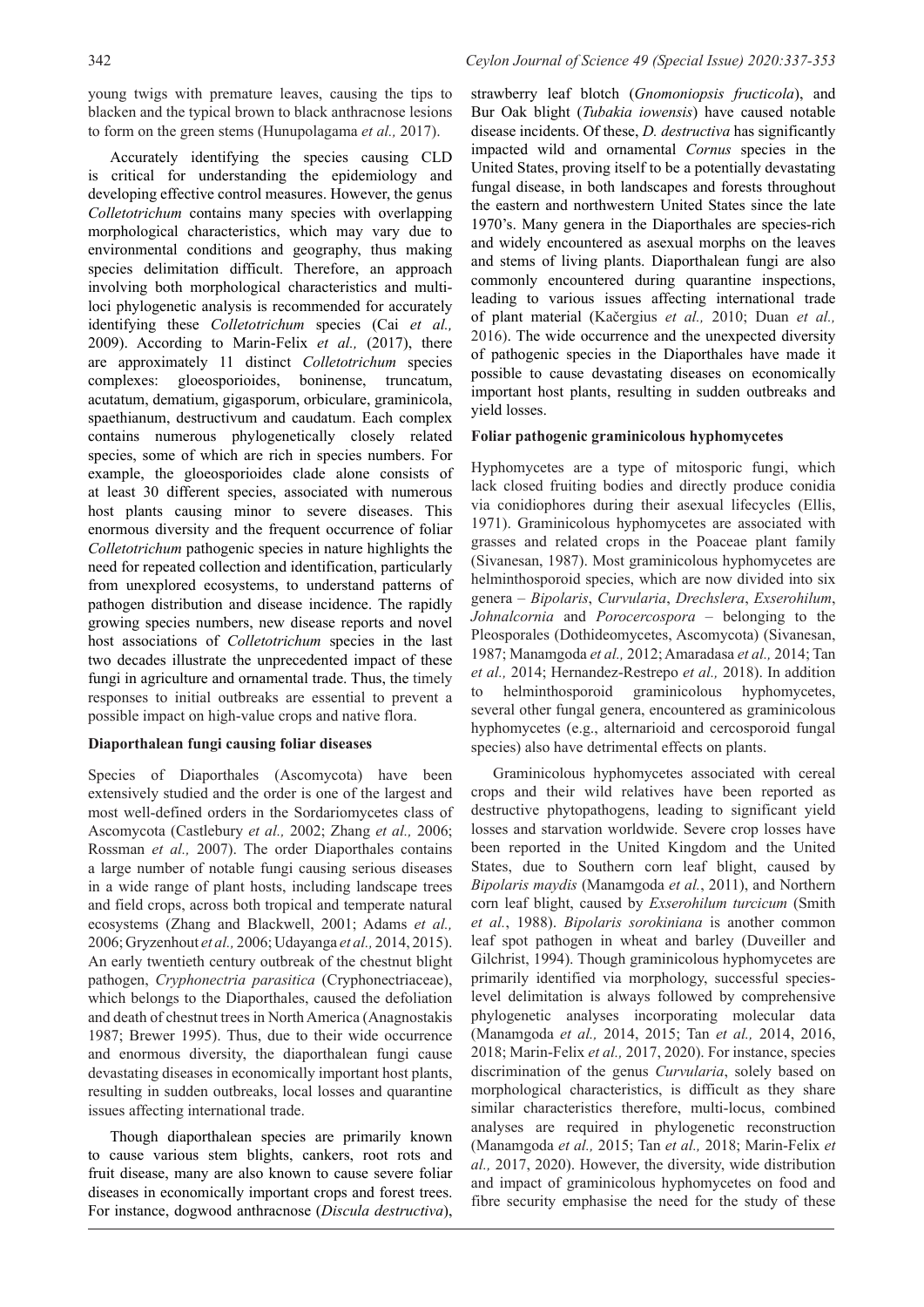young twigs with premature leaves, causing the tips to blacken and the typical brown to black anthracnose lesions to form on the green stems (Hunupolagama *et al.,* 2017).

Accurately identifying the species causing CLD is critical for understanding the epidemiology and developing effective control measures. However, the genus *Colletotrichum* contains many species with overlapping morphological characteristics, which may vary due to environmental conditions and geography, thus making species delimitation difficult. Therefore, an approach involving both morphological characteristics and multi-loci phylogenetic analysis is recommended for accurately identifying these *Colletotrichum* species (Cai *et al.,* 2009). According to Marin-Felix *et al.,* (2017), there are approximately 11 distinct *Colletotrichum* species complexes: gloeosporioides, boninense, truncatum, acutatum, dematium, gigasporum, orbiculare, graminicola, spaethianum, destructivum and caudatum. Each complex contains numerous phylogenetically closely related species, some of which are rich in species numbers. For example, the gloeosporioides clade alone consists of at least 30 different species, associated with numerous host plants causing minor to severe diseases. This enormous diversity and the frequent occurrence of foliar *Colletotrichum* pathogenic species in nature highlights the need for repeated collection and identification, particularly from unexplored ecosystems, to understand patterns of pathogen distribution and disease incidence. The rapidly growing species numbers, new disease reports and novel host associations of *Colletotrichum* species in the last two decades illustrate the unprecedented impact of these fungi in agriculture and ornamental trade. Thus, the timely responses to initial outbreaks are essential to prevent a possible impact on high-value crops and native flora.

**Diaporthalean fungi causing foliar diseases**

Species of Diaporthales (Ascomycota) have been extensively studied and the order is one of the largest and most well-defined orders in the Sordariomycetes class of Ascomycota (Castlebury *et al.,* 2002; Zhang *et al.,* 2006; Rossman *et al.,* 2007). The order Diaporthales contains a large number of notable fungi causing serious diseases in a wide range of plant hosts, including landscape trees and field crops, across both tropical and temperate natural ecosystems (Zhang and Blackwell, 2001; Adams *et al.,* 2006; Gryzenhout *et al.,* 2006; Udayanga *et al.,* 2014, 2015). An early twentieth century outbreak of the chestnut blight pathogen, *Cryphonectria parasitica* (Cryphonectriaceae), which belongs to the Diaporthales, caused the defoliation and death of chestnut trees in North America (Anagnostakis 1987; Brewer 1995). Thus, due to their wide occurrence and enormous diversity, the diaporthalean fungi cause devastating diseases in economically important host plants, resulting in sudden outbreaks, local losses and quarantine issues affecting international trade.

Though diaporthalean species are primarily known to cause various stem blights, cankers, root rots and fruit disease, many are also known to cause severe foliar diseases in economically important crops and forest trees. For instance, dogwood anthracnose (*Discula destructiva*), strawberry leaf blotch (*Gnomoniopsis fructicola*), and Bur Oak blight (*Tubakia iowensis*) have caused notable disease incidents. Of these, *D. destructiva* has significantly impacted wild and ornamental *Cornus* species in the United States, proving itself to be a potentially devastating fungal disease, in both landscapes and forests throughout the eastern and northwestern United States since the late 1970's. Many genera in the Diaporthales are species-rich and widely encountered as asexual morphs on the leaves and stems of living plants. Diaporthalean fungi are also commonly encountered during quarantine inspections, leading to various issues affecting international trade of plant material (Kačergius *et al.,* 2010; Duan *et al.,* 2016). The wide occurrence and the unexpected diversity of pathogenic species in the Diaporthales have made it possible to cause devastating diseases on economically important host plants, resulting in sudden outbreaks and yield losses.

**Foliar pathogenic graminicolous hyphomycetes**

Hyphomycetes are a type of mitosporic fungi, which lack closed fruiting bodies and directly produce conidia via conidiophores during their asexual lifecycles (Ellis, 1971). Graminicolous hyphomycetes are associated with grasses and related crops in the Poaceae plant family (Sivanesan, 1987). Most graminicolous hyphomycetes are helminthosporoid species, which are now divided into six genera – *Bipolaris*, *Curvularia*, *Drechslera*, *Exserohilum*, *Johnalcornia* and *Porocercospora* – belonging to the Pleosporales (Dothideomycetes, Ascomycota) (Sivanesan, 1987; Manamgoda *et al.,* 2012; Amaradasa *et al.,* 2014; Tan *et al.,* 2014; Hernandez-Restrepo *et al.,* 2018). In addition to helminthosporoid graminicolous hyphomycetes, several other fungal genera, encountered as graminicolous hyphomycetes (e.g., alternarioid and cercosporoid fungal species) also have detrimental effects on plants.

Graminicolous hyphomycetes associated with cereal crops and their wild relatives have been reported as destructive phytopathogens, leading to significant yield losses and starvation worldwide. Severe crop losses have been reported in the United Kingdom and the United States, due to Southern corn leaf blight, caused by *Bipolaris maydis* (Manamgoda *et al.*, 2011), and Northern corn leaf blight, caused by *Exserohilum turcicum* (Smith *et al.*, 1988). *Bipolaris sorokiniana* is another common leaf spot pathogen in wheat and barley (Duveiller and Gilchrist, 1994). Though graminicolous hyphomycetes are primarily identified via morphology, successful species-level delimitation is always followed by comprehensive phylogenetic analyses incorporating molecular data (Manamgoda *et al.,* 2014, 2015; Tan *et al.,* 2014, 2016, 2018; Marin-Felix *et al.,* 2017, 2020). For instance, species discrimination of the genus *Curvularia*, solely based on morphological characteristics, is difficult as they share similar characteristics therefore, multi-locus, combined analyses are required in phylogenetic reconstruction (Manamgoda *et al.,* 2015; Tan *et al.,* 2018; Marin-Felix *et al.,* 2017, 2020). However, the diversity, wide distribution and impact of graminicolous hyphomycetes on food and fibre security emphasise the need for the study of these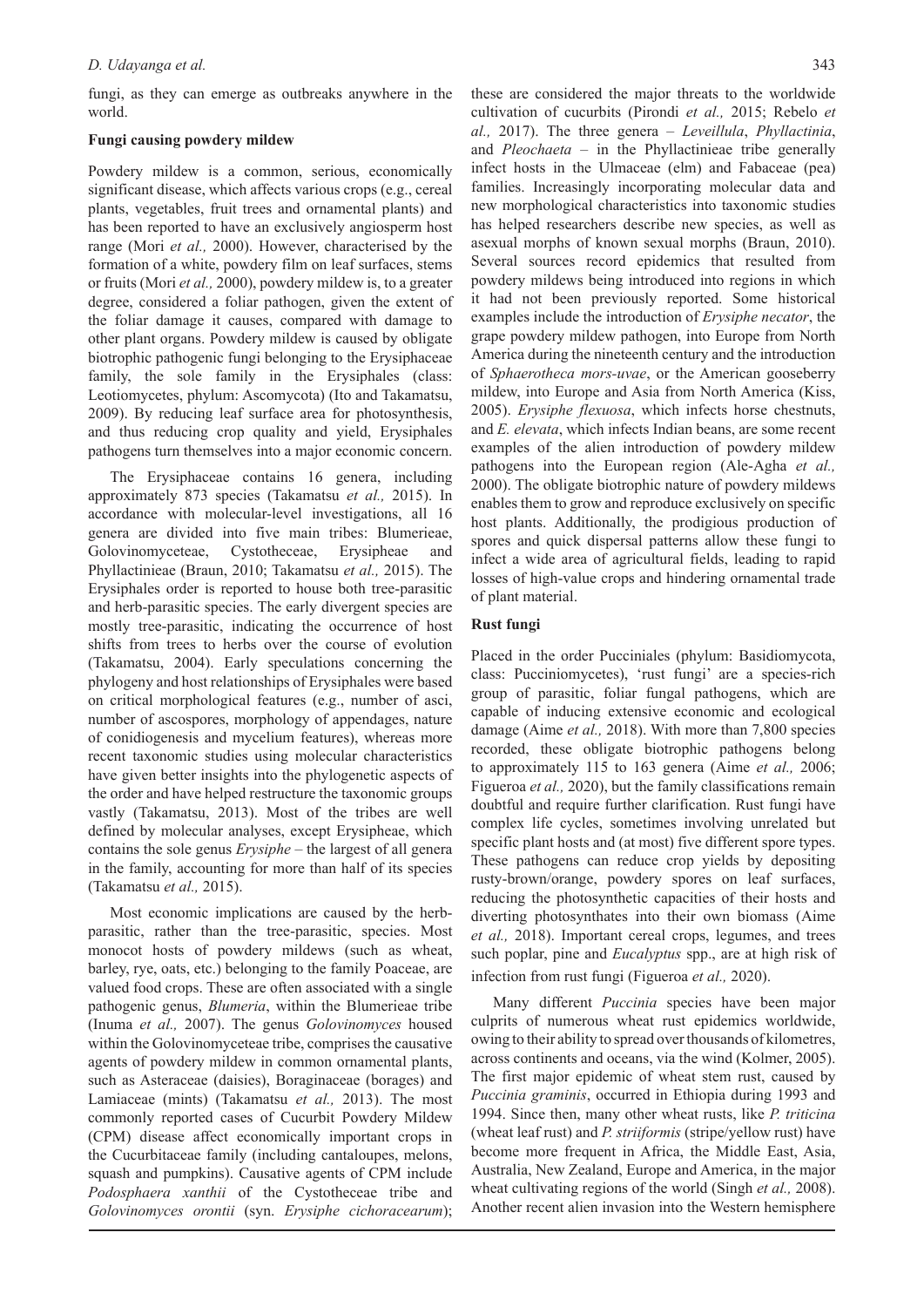fungi, as they can emerge as outbreaks anywhere in the world.

**Fungi causing powdery mildew**

Powdery mildew is a common, serious, economically significant disease, which affects various crops (e.g., cereal plants, vegetables, fruit trees and ornamental plants) and has been reported to have an exclusively angiosperm host range (Mori *et al.,* 2000). However, characterised by the formation of a white, powdery film on leaf surfaces, stems or fruits (Mori *et al.,* 2000), powdery mildew is, to a greater degree, considered a foliar pathogen, given the extent of the foliar damage it causes, compared with damage to other plant organs. Powdery mildew is caused by obligate biotrophic pathogenic fungi belonging to the Erysiphaceae family, the sole family in the Erysiphales (class: Leotiomycetes, phylum: Ascomycota) (Ito and Takamatsu, 2009). By reducing leaf surface area for photosynthesis, and thus reducing crop quality and yield, Erysiphales pathogens turn themselves into a major economic concern.

The Erysiphaceae contains 16 genera, including approximately 873 species (Takamatsu *et al.,* 2015). In accordance with molecular-level investigations, all 16 genera are divided into five main tribes: Blumerieae, Golovinomyceteae, Cystotheceae, Erysipheae and Phyllactinieae (Braun, 2010; Takamatsu *et al.,* 2015). The Erysiphales order is reported to house both tree-parasitic and herb-parasitic species. The early divergent species are mostly tree-parasitic, indicating the occurrence of host shifts from trees to herbs over the course of evolution (Takamatsu, 2004). Early speculations concerning the phylogeny and host relationships of Erysiphales were based on critical morphological features (e.g., number of asci, number of ascospores, morphology of appendages, nature of conidiogenesis and mycelium features), whereas more recent taxonomic studies using molecular characteristics have given better insights into the phylogenetic aspects of the order and have helped restructure the taxonomic groups vastly (Takamatsu, 2013). Most of the tribes are well defined by molecular analyses, except Erysipheae, which contains the sole genus *Erysiphe* – the largest of all genera in the family, accounting for more than half of its species (Takamatsu *et al.,* 2015).

Most economic implications are caused by the herb-parasitic, rather than the tree-parasitic, species. Most monocot hosts of powdery mildews (such as wheat, barley, rye, oats, etc.) belonging to the family Poaceae, are valued food crops. These are often associated with a single pathogenic genus, *Blumeria*, within the Blumerieae tribe (Inuma *et al.,* 2007). The genus *Golovinomyces* housed within the Golovinomyceteae tribe, comprises the causative agents of powdery mildew in common ornamental plants, such as Asteraceae (daisies), Boraginaceae (borages) and Lamiaceae (mints) (Takamatsu *et al.,* 2013). The most commonly reported cases of Cucurbit Powdery Mildew (CPM) disease affect economically important crops in the Cucurbitaceae family (including cantaloupes, melons, squash and pumpkins). Causative agents of CPM include *Podosphaera xanthii* of the Cystotheceae tribe and *Golovinomyces orontii* (syn. *Erysiphe cichoracearum*); these are considered the major threats to the worldwide cultivation of cucurbits (Pirondi *et al.,* 2015; Rebelo *et al.,* 2017). The three genera – *Leveillula*, *Phyllactinia*, and *Pleochaeta* – in the Phyllactinieae tribe generally infect hosts in the Ulmaceae (elm) and Fabaceae (pea) families. Increasingly incorporating molecular data and new morphologica characteristics into taxonomic studies has helped researchers describe new species, as well as asexual morphs of known sexual morphs (Braun, 2010). Several sources record epidemics that resulted from powdery mildews being introduced into regions in which it had not been previously reported. Some historical examples include the introduction of *Erysiphe necator*, the grape powdery mildew pathogen, into Europe from North America during the nineteenth century and the introduction of *Sphaerotheca mors-uvae*, or the American gooseberry mildew, into Europe and Asia from North America (Kiss, 2005). *Erysiphe flexuosa*, which infects horse chestnuts, and *E. elevata*, which infects Indian beans, are some recent examples of the alien introduction of powdery mildew pathogens into the European region (Ale-Agha *et al.,* 2000). The obligate biotrophic nature of powdery mildews enables them to grow and reproduce exclusively on specific host plants. Additionally, the prodigious production of spores and quick dispersal patterns allow these fungi to infect a wide area of agricultural fields, leading to rapid losses of high-value crops and hindering ornamental trade of plant material.

**Rust fungi**

Placed in the order Pucciniales (phylum: Basidiomycota, class: Pucciniomycetes), 'rust fungi' are a species-rich group of parasitic, foliar fungal pathogens, which are capable of inducing extensive economic and ecological damage (Aime *et al.,* 2018). With more than 7,800 species recorded, these obligate biotrophic pathogens belong to approximately 115 to 163 genera (Aime *et al.,* 2006; Figueroa *et al.,* 2020), but the family classifications remain doubtful and require further clarification. Rust fungi have complex life cycles, sometimes involving unrelated but specific plant hosts and (at most) five different spore types. These pathogens can reduce crop yields by depositing rusty-brown/orange, powdery spores on leaf surfaces, reducing the photosynthetic capacities of their hosts and diverting photosynthates into their own biomass (Aime *et al.,* 2018). Important cereal crops, legumes, and trees such poplar, pine and *Eucalyptus* spp., are at high risk of infection from rust fungi (Figueroa *et al.,* 2020).

Many different *Puccinia* species have been major culprits of numerous wheat rust epidemics worldwide, owing to their ability to spread over thousands of kilometres, across continents and oceans, via the wind (Kolmer, 2005). The first major epidemic of wheat stem rust, caused by *Puccinia graminis*, occurred in Ethiopia during 1993 and 1994. Since then, many other wheat rusts, like *P. triticina* (wheat leaf rust) and *P. striiformis* (stripe/yellow rust) have become more frequent in Africa, the Middle East, Asia, Australia, New Zealand, Europe and America, in the major wheat cultivating regions of the world (Singh *et al.,* 2008). Another recent alien invasion into the Western hemisphere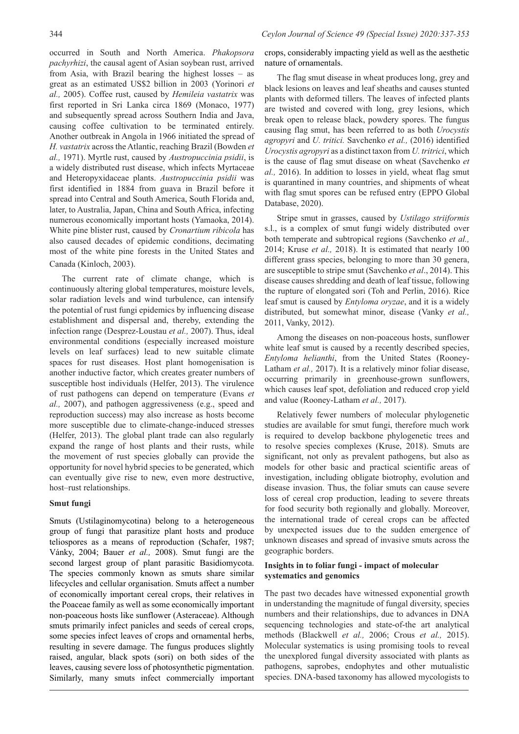occurred in South and North America. *Phakopsora pachyrhizi*, the causal agent of Asian soybean rust, arrived from Asia, with Brazil bearing the highest losses – as great as an estimated US$2 billion in 2003 (Yorinori *et al.,* 2005). Coffee rust, caused by *Hemileia vastatrix* was first reported in Sri Lanka circa 1869 (Monaco, 1977) and subsequently spread across Southern India and Java, causing coffee cultivation to be terminated entirely. Another outbreak in Angola in 1966 initiated the spread of *H. vastatrix* across the Atlantic, reaching Brazil (Bowden *et al.,* 1971). Myrtle rust, caused by *Austropuccinia psidii*, is a widely distributed rust disease, which infects Myrtaceae and Heteropyxidaceae plants. *Austropuccinia psidii* was first identified in 1884 from guava in Brazil before it spread into Central and South America, South Florida and, later, to Australia, Japan, China and South Africa, infecting numerous economically important hosts (Yamaoka, 2014). White pine blister rust, caused by *Cronartium ribicola* has also caused decades of epidemic conditions, decimating most of the white pine forests in the United States and Canada (Kinloch, 2003).

The current rate of climate change, which is continuously altering global temperatures, moisture levels, solar radiation levels and wind turbulence, can intensify the potential of rust fungi epidemics by influencing disease establishment and dispersal and, thereby, extending the infection range (Desprez-Loustau *et al.,* 2007). Thus, ideal environmental conditions (especially increased moisture levels on leaf surfaces) lead to new suitable climate spaces for rust diseases. Host plant homogenisation is another inductive factor, which creates greater numbers of susceptible host individuals (Helfer, 2013). The virulence of rust pathogens can depend on temperature (Evans *et al.,* 2007), and pathogen aggressiveness (e.g., speed and reproduction success) may also increase as hosts become more susceptible due to climate-change-induced stresses (Helfer, 2013). The global plant trade can also regularly expand the range of host plants and their rusts, while the movement of rust species globally can provide the opportunity for novel hybrid species to be generated, which can eventually give rise to new, even more destructive, host–rust relationships.

**Smut fungi**

Smuts (Ustilaginomycotina) belong to a heterogeneous group of fungi that parasitize plant hosts and produce teliospores as a means of reproduction (Schafer, 1987; Vánky, 2004; Bauer *et al.,* 2008). Smut fungi are the second largest group of plant parasitic Basidiomycota. The species commonly known as smuts share similar lifecycles and cellular organisation. Smuts affect a number of economically important cereal crops, their relatives in the Poaceae family as well as some economically important non-poaceous hosts like sunflower (Asteraceae). Although smuts primarily infect panicles and seeds of cereal crops, some species infect leaves of crops and ornamental herbs, resulting in severe damage. The fungus produces slightly raised, angular, black spots (sori) on both sides of the leaves, causing severe loss of photosynthetic pigmentation. Similarly, many smuts infect commercially important crops, considerably impacting yield as well as the aesthetic nature of ornamentals.

The flag smut disease in wheat produces long, grey and black lesions on leaves and leaf sheaths and causes stunted plants with deformed tillers. The leaves of infected plants are twisted and covered with long, grey lesions, which break open to release black, powdery spores. The fungus causing flag smut, has been referred to as both *Urocystis agropyri* and *U. tritici.* Savchenko *et al.,* (2016) identified *Urocystis agropyri* as a distinct taxon from *U. tritrici*, which is the cause of flag smut disease on wheat (Savchenko *et al.,* 2016). In addition to losses in yield, wheat flag smut is quarantined in many countries, and shipments of wheat with flag smut spores can be refused entry (EPPO Global Database, 2020).

Stripe smut in grasses, caused by *Ustilago striiformis* s.l., is a complex of smut fungi widely distributed over both temperate and subtropical regions (Savchenko *et al.,* 2014; Kruse *et al.,* 2018). It is estimated that nearly 100 different grass species, belonging to more than 30 genera, are susceptible to stripe smut (Savchenko *et al*., 2014). This disease causes shredding and death of leaf tissue, following the rupture of elongated sori (Toh and Perlin, 2016). Rice leaf smut is caused by *Entyloma oryzae*, and it is a widely distributed, but somewhat minor, disease (Vanky *et al.,* 2011, Vanky, 2012).

Among the diseases on non-poaceous hosts, sunflower white leaf smut is caused by a recently described species, *Entyloma helianthi*, from the United States (Rooney-Latham *et al.,* 2017). It is a relatively minor foliar disease, occurring primarily in greenhouse-grown sunflowers, which causes leaf spot, defoliation and reduced crop yield and value (Rooney-Latham *et al.,* 2017).

Relatively fewer numbers of molecular phylogenetic studies are available for smut fungi, therefore much work is required to develop backbone phylogenetic trees and to resolve species complexes (Kruse, 2018). Smuts are significant, not only as prevalent pathogens, but also as models for other basic and practical scientific areas of investigation, including obligate biotrophy, evolution and disease invasion. Thus, the foliar smuts can cause severe loss of cereal crop production, leading to severe threats for food security both regionally and globally. Moreover, the international trade of cereal crops can be affected by unexpected issues due to the sudden emergence of unknown diseases and spread of invasive smuts across the geographic borders.

**Insights in to foliar fungi - impact of molecular systematics and genomics**

The past two decades have witnessed exponential growth in understanding the magnitude of fungal diversity, species numbers and their relationships, due to advances in DNA sequencing technologies and state-of-the art analytical methods (Blackwell *et al.,* 2006; Crous *et al.,* 2015). Molecular systematics is using promising tools to reveal the unexplored fungal diversity associated with plants as pathogens, saprobes, endophytes and other mutualistic species. DNA-based taxonomy has allowed mycologists to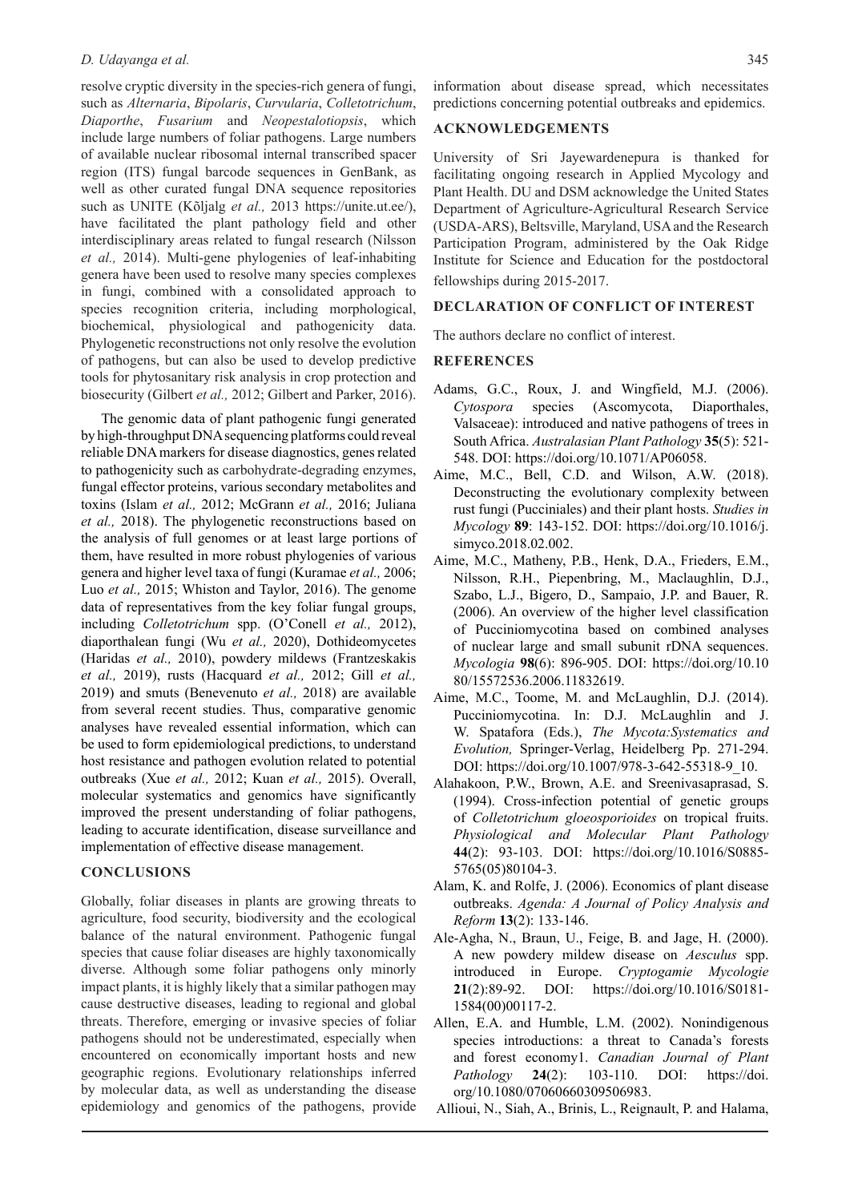resolve cryptic diversity in the species-rich genera of fungi, such as *Alternaria*, *Bipolaris*, *Curvularia*, *Colletotrichum*, *Diaporthe*, *Fusarium* and *Neopestalotiopsis*, which include large numbers of foliar pathogens. Large numbers of available nuclear ribosomal internal transcribed spacer region (ITS) fungal barcode sequences in GenBank, as well as other curated fungal DNA sequence repositories such as UNITE (Kõljalg *et al.,* 2013 https://unite.ut.ee/), have facilitated the plant pathology field and other interdisciplinary areas related to fungal research (Nilsson *et al.,* 2014). Multi-gene phylogenies of leaf-inhabiting genera have been used to resolve many species complexes in fungi, combined with a consolidated approach to species recognition criteria, including morphological, biochemical, physiological and pathogenicity data. Phylogenetic reconstructions not only resolve the evolution of pathogens, but can also be used to develop predictive tools for phytosanitary risk analysis in crop protection and biosecurity (Gilbert *et al.,* 2012; Gilbert and Parker, 2016).

The genomic data of plant pathogenic fungi generated by high-throughput DNA sequencing platforms could reveal reliable DNA markers for disease diagnostics, genes related to pathogenicity such as carbohydrate-degrading enzymes, fungal effector proteins, various secondary metabolites and toxins (Islam *et al.,* 2012; McGrann *et al.,* 2016; Juliana *et al.,* 2018). The phylogenetic reconstructions based on the analysis of full genomes or at least large portions of them, have resulted in more robust phylogenies of various genera and higher level taxa of fungi (Kuramae *et al.,* 2006; Luo *et al.,* 2015; Whiston and Taylor, 2016). The genome data of representatives from the key foliar fungal groups, including *Colletotrichum* spp. (O'Conell *et al.,* 2012), diaporthalean fungi (Wu *et al.,* 2020), Dothideomycetes (Haridas *et al.,* 2010), powdery mildews (Frantzeskakis *et al.,* 2019), rusts (Hacquard *et al.,* 2012; Gill *et al.,* 2019) and smuts (Benevenuto *et al.,* 2018) are available from several recent studies. Thus, comparative genomic analyses have revealed essential information, which can be used to form epidemiological predictions, to understand host resistance and pathogen evolution related to potential outbreaks (Xue *et al.,* 2012; Kuan *et al.,* 2015). Overall, molecular systematics and genomics have significantly improved the present understanding of foliar pathogens, leading to accurate identification, disease surveillance and implementation of effective disease management.

## CONCLUSIONS

Globally, foliar diseases in plants are growing threats to agriculture, food security, biodiversity and the ecological balance of the natural environment. Pathogenic fungal species that cause foliar diseases are highly taxonomically diverse. Although some foliar pathogens only minorly impact plants, it is highly likely that a similar pathogen may cause destructive diseases, leading to regional and global threats. Therefore, emerging or invasive species of foliar pathogens should not be underestimated, especially when encountered on economically important hosts and new geographic regions. Evolutionary relationships inferred by molecular data, as well as understanding the disease epidemiology and genomics of the pathogens, provide information about disease spread, which necessitates predictions concerning potential outbreaks and epidemics.

## ACKNOWLEDGEMENTS

University of Sri Jayewardenepura is thanked for facilitating ongoing research in Applied Mycology and Plant Health. DU and DSM acknowledge the United States Department of Agriculture-Agricultural Research Service (USDA-ARS), Beltsville, Maryland, USA and the Research Participation Program, administered by the Oak Ridge Institute for Science and Education for the postdoctoral fellowships during 2015-2017.

## DECLARATION OF CONFLICT OF INTEREST

The authors declare no conflict of interest.

## REFERENCES

Adams, G.C., Roux, J. and Wingfield, M.J. (2006). *Cytospora* species (Ascomycota, Diaporthales, Valsaceae): introduced and native pathogens of trees in South Africa. *Australasian Plant Pathology* **35**(5): 521-548. DOI: https://doi.org/10.1071/AP06058.

Aime, M.C., Bell, C.D. and Wilson, A.W. (2018). Deconstructing the evolutionary complexity between rust fungi (Pucciniales) and their plant hosts. *Studies in Mycology* **89**: 143-152. DOI: https://doi.org/10.1016/j.simyco.2018.02.002.

Aime, M.C., Matheny, P.B., Henk, D.A., Frieders, E.M., Nilsson, R.H., Piepenbring, M., Maclaughlin, D.J., Szabo, L.J., Bigero, D., Sampaio, J.P. and Bauer, R. (2006). An overview of the higher level classification of Pucciniomycotina based on combined analyses of nuclear large and small subunit rDNA sequences. *Mycologia* **98**(6): 896-905. DOI: https://doi.org/10.1080/15572536.2006.11832619.

Aime, M.C., Toome, M. and McLaughlin, D.J. (2014). Pucciniomycotina. In: D.J. McLaughlin and J. W. Spatafora (Eds.), *The Mycota:Systematics and Evolution,* Springer-Verlag, Heidelberg Pp. 271-294. DOI: https://doi.org/10.1007/978-3-642-55318-9_10.

Alahakoon, P.W., Brown, A.E. and Sreenivasaprasad, S. (1994). Cross-infection potential of genetic groups of *Colletotrichum gloeosporioides* on tropical fruits. *Physiological and Molecular Plant Pathology* **44**(2): 93-103. DOI: https://doi.org/10.1016/S0885-5765(05)80104-3.

Alam, K. and Rolfe, J. (2006). Economics of plant disease outbreaks. *Agenda: A Journal of Policy Analysis and Reform* **13**(2): 133-146.

Ale-Agha, N., Braun, U., Feige, B. and Jage, H. (2000). A new powdery mildew disease on *Aesculus* spp. introduced in Europe. *Cryptogamie Mycologie* **21**(2):89-92. DOI: https://doi.org/10.1016/S0181-1584(00)00117-2.

Allen, E.A. and Humble, L.M. (2002). Nonindigenous species introductions: a threat to Canada's forests and forest economy1. *Canadian Journal of Plant Pathology* **24**(2): 103-110. DOI: https://doi.org/10.1080/07060660309506983.

Allioui, N., Siah, A., Brinis, L., Reignault, P. and Halama,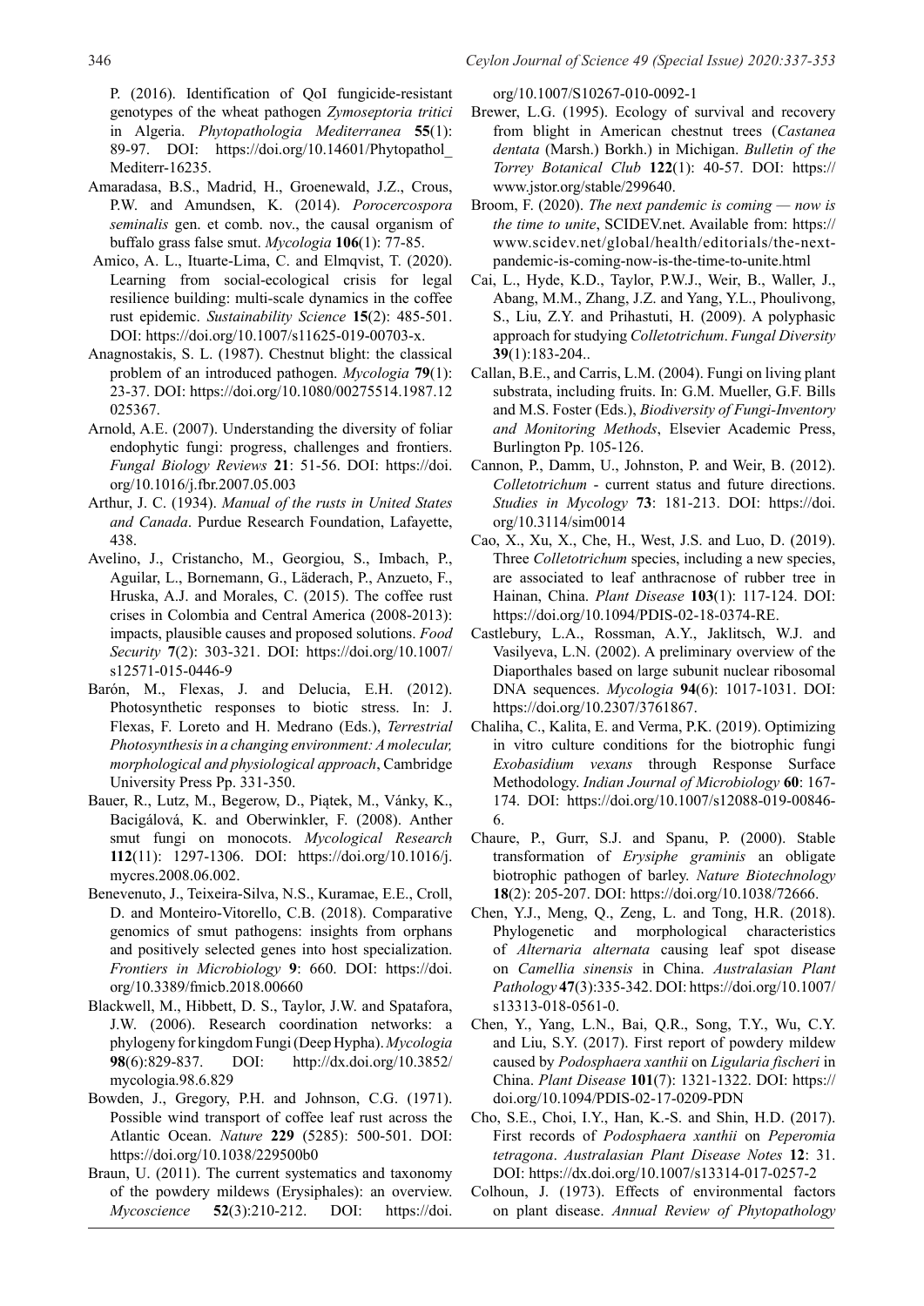P. (2016). Identification of QoI fungicide-resistant genotypes of the wheat pathogen *Zymoseptoria tritici* in Algeria. *Phytopathologia Mediterranea* **55**(1): 89-97. DOI: https://doi.org/10.14601/Phytopathol_Mediterr-16235.

Amaradasa, B.S., Madrid, H., Groenewald, J.Z., Crous, P.W. and Amundsen, K. (2014). *Porocercospora seminalis* gen. et comb. nov., the causal organism of buffalo grass false smut. *Mycologia* **106**(1): 77-85.

Amico, A. L., Ituarte-Lima, C. and Elmqvist, T. (2020). Learning from social-ecological crisis for legal resilience building: multi-scale dynamics in the coffee rust epidemic. *Sustainability Science* **15**(2): 485-501. DOI: https://doi.org/10.1007/s11625-019-00703-x.

Anagnostakis, S. L. (1987). Chestnut blight: the classical problem of an introduced pathogen. *Mycologia* **79**(1): 23-37. DOI: https://doi.org/10.1080/00275514.1987.12025367.

Arnold, A.E. (2007). Understanding the diversity of foliar endophytic fungi: progress, challenges and frontiers. *Fungal Biology Reviews* **21**: 51-56. DOI: https://doi.org/10.1016/j.fbr.2007.05.003

Arthur, J. C. (1934). *Manual of the rusts in United States and Canada*. Purdue Research Foundation, Lafayette, 438.

Avelino, J., Cristancho, M., Georgiou, S., Imbach, P., Aguilar, L., Bornemann, G., Läderach, P., Anzueto, F., Hruska, A.J. and Morales, C. (2015). The coffee rust crises in Colombia and Central America (2008-2013): impacts, plausible causes and proposed solutions. *Food Security* **7**(2): 303-321. DOI: https://doi.org/10.1007/s12571-015-0446-9

Barón, M., Flexas, J. and Delucia, E.H. (2012). Photosynthetic responses to biotic stress. In: J. Flexas, F. Loreto and H. Medrano (Eds.), *Terrestrial Photosynthesis in a changing environment: A molecular, morphological and physiological approach*, Cambridge University Press Pp. 331-350.

Bauer, R., Lutz, M., Begerow, D., Piątek, M., Vánky, K., Bacigálová, K. and Oberwinkler, F. (2008). Anther smut fungi on monocots. *Mycological Research* **112**(11): 1297-1306. DOI: https://doi.org/10.1016/j.mycres.2008.06.002.

Benevenuto, J., Teixeira-Silva, N.S., Kuramae, E.E., Croll, D. and Monteiro-Vitorello, C.B. (2018). Comparative genomics of smut pathogens: insights from orphans and positively selected genes into host specialization. *Frontiers in Microbiology* **9**: 660. DOI: https://doi.org/10.3389/fmicb.2018.00660

Blackwell, M., Hibbett, D. S., Taylor, J.W. and Spatafora, J.W. (2006). Research coordination networks: a phylogeny for kingdom Fungi (Deep Hypha). *Mycologia* **98**(6):829-837. DOI: http://dx.doi.org/10.3852/mycologia.98.6.829

Bowden, J., Gregory, P.H. and Johnson, C.G. (1971). Possible wind transport of coffee leaf rust across the Atlantic Ocean. *Nature* **229** (5285): 500-501. DOI: https://doi.org/10.1038/229500b0

Braun, U. (2011). The current systematics and taxonomy of the powdery mildews (Erysiphales): an overview. *Mycoscience* **52**(3):210-212. DOI: https://doi.org/10.1007/S10267-010-0092-1

Brewer, L.G. (1995). Ecology of survival and recovery from blight in American chestnut trees (*Castanea dentata* (Marsh.) Borkh.) in Michigan. *Bulletin of the Torrey Botanical Club* **122**(1): 40-57. DOI: https://www.jstor.org/stable/299640.

Broom, F. (2020). *The next pandemic is coming — now is the time to unite*, SCIDEV.net. Available from: https://www.scidev.net/global/health/editorials/the-next-pandemic-is-coming-now-is-the-time-to-unite.html

Cai, L., Hyde, K.D., Taylor, P.W.J., Weir, B., Waller, J., Abang, M.M., Zhang, J.Z. and Yang, Y.L., Phoulivong, S., Liu, Z.Y. and Prihastuti, H. (2009). A polyphasic approach for studying *Colletotrichum*. *Fungal Diversity* **39**(1):183-204..

Callan, B.E., and Carris, L.M. (2004). Fungi on living plant substrata, including fruits. In: G.M. Mueller, G.F. Bills and M.S. Foster (Eds.), *Biodiversity of Fungi-Inventory and Monitoring Methods*, Elsevier Academic Press, Burlington Pp. 105-126.

Cannon, P., Damm, U., Johnston, P. and Weir, B. (2012). *Colletotrichum* - current status and future directions. *Studies in Mycology* **73**: 181-213. DOI: https://doi.org/10.3114/sim0014

Cao, X., Xu, X., Che, H., West, J.S. and Luo, D. (2019). Three *Colletotrichum* species, including a new species, are associated to leaf anthracnose of rubber tree in Hainan, China. *Plant Disease* **103**(1): 117-124. DOI: https://doi.org/10.1094/PDIS-02-18-0374-RE.

Castlebury, L.A., Rossman, A.Y., Jaklitsch, W.J. and Vasilyeva, L.N. (2002). A preliminary overview of the Diaporthales based on large subunit nuclear ribosomal DNA sequences. *Mycologia* **94**(6): 1017-1031. DOI: https://doi.org/10.2307/3761867.

Chaliha, C., Kalita, E. and Verma, P.K. (2019). Optimizing in vitro culture conditions for the biotrophic fungi *Exobasidium vexans* through Response Surface Methodology. *Indian Journal of Microbiology* **60**: 167-174. DOI: https://doi.org/10.1007/s12088-019-00846-6.

Chaure, P., Gurr, S.J. and Spanu, P. (2000). Stable transformation of *Erysiphe graminis* an obligate biotrophic pathogen of barley. *Nature Biotechnology* **18**(2): 205-207. DOI: https://doi.org/10.1038/72666.

Chen, Y.J., Meng, Q., Zeng, L. and Tong, H.R. (2018). Phylogenetic and morphological characteristics of *Alternaria alternata* causing leaf spot disease on *Camellia sinensis* in China. *Australasian Plant Pathology* **47**(3):335-342. DOI: https://doi.org/10.1007/s13313-018-0561-0.

Chen, Y., Yang, L.N., Bai, Q.R., Song, T.Y., Wu, C.Y. and Liu, S.Y. (2017). First report of powdery mildew caused by *Podosphaera xanthii* on *Ligularia fischeri* in China. *Plant Disease* **101**(7): 1321-1322. DOI: https://doi.org/10.1094/PDIS-02-17-0209-PDN

Cho, S.E., Choi, I.Y., Han, K.-S. and Shin, H.D. (2017). First records of *Podosphaera xanthii* on *Peperomia tetragona*. *Australasian Plant Disease Notes* **12**: 31. DOI: https://dx.doi.org/10.1007/s13314-017-0257-2

Colhoun, J. (1973). Effects of environmental factors on plant disease. *Annual Review of Phytopathology*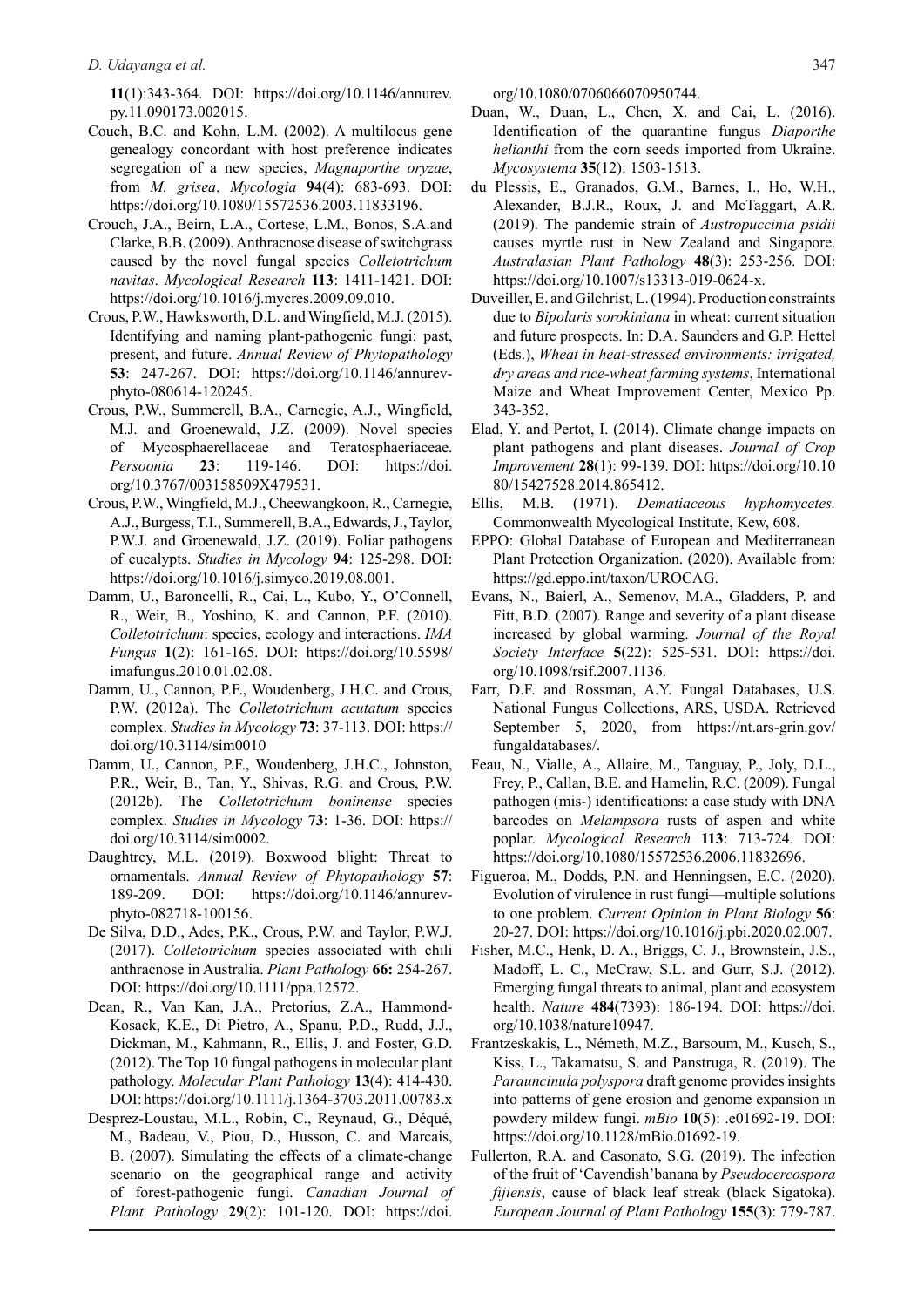**11**(1):343-364. DOI: https://doi.org/10.1146/annurev.py.11.090173.002015.

Couch, B.C. and Kohn, L.M. (2002). A multilocus gene genealogy concordant with host preference indicates segregation of a new species, *Magnaporthe oryzae*, from *M. grisea*. *Mycologia* **94**(4): 683-693. DOI: https://doi.org/10.1080/15572536.2003.11833196.

Crouch, J.A., Beirn, L.A., Cortese, L.M., Bonos, S.A.and Clarke, B.B. (2009). Anthracnose disease of switchgrass caused by the novel fungal species *Colletotrichum navitas*. *Mycological Research* **113**: 1411-1421. DOI: https://doi.org/10.1016/j.mycres.2009.09.010.

Crous, P.W., Hawksworth, D.L. and Wingfield, M.J. (2015). Identifying and naming plant-pathogenic fungi: past, present, and future. *Annual Review of Phytopathology* **53**: 247-267. DOI: https://doi.org/10.1146/annurev-phyto-080614-120245.

Crous, P.W., Summerell, B.A., Carnegie, A.J., Wingfield, M.J. and Groenewald, J.Z. (2009). Novel species of Mycosphaerellaceae and Teratosphaeriaceae. *Persoonia* **23**: 119-146. DOI: https://doi.org/10.3767/003158509X479531.

Crous, P.W., Wingfield, M.J., Cheewangkoon, R., Carnegie, A.J., Burgess, T.I., Summerell, B.A., Edwards, J., Taylor, P.W.J. and Groenewald, J.Z. (2019). Foliar pathogens of eucalypts. *Studies in Mycology* **94**: 125-298. DOI: https://doi.org/10.1016/j.simyco.2019.08.001.

Damm, U., Baroncelli, R., Cai, L., Kubo, Y., O'Connell, R., Weir, B., Yoshino, K. and Cannon, P.F. (2010). *Colletotrichum*: species, ecology and interactions. *IMA Fungus* **1**(2): 161-165. DOI: https://doi.org/10.5598/imafungus.2010.01.02.08.

Damm, U., Cannon, P.F., Woudenberg, J.H.C. and Crous, P.W. (2012a). The *Colletotrichum acutatum* species complex. *Studies in Mycology* **73**: 37-113. DOI: https://doi.org/10.3114/sim0010

Damm, U., Cannon, P.F., Woudenberg, J.H.C., Johnston, P.R., Weir, B., Tan, Y., Shivas, R.G. and Crous, P.W. (2012b). The *Colletotrichum boninense* species complex. *Studies in Mycology* **73**: 1-36. DOI: https://doi.org/10.3114/sim0002.

Daughtrey, M.L. (2019). Boxwood blight: Threat to ornamentals. *Annual Review of Phytopathology* **57**: 189-209. DOI: https://doi.org/10.1146/annurev-phyto-082718-100156.

De Silva, D.D., Ades, P.K., Crous, P.W. and Taylor, P.W.J. (2017). *Colletotrichum* species associated with chili anthracnose in Australia. *Plant Pathology* **66:** 254-267. DOI: https://doi.org/10.1111/ppa.12572.

Dean, R., Van Kan, J.A., Pretorius, Z.A., Hammond-Kosack, K.E., Di Pietro, A., Spanu, P.D., Rudd, J.J., Dickman, M., Kahmann, R., Ellis, J. and Foster, G.D. (2012). The Top 10 fungal pathogens in molecular plant pathology. *Molecular Plant Pathology* **13**(4): 414-430. DOI: https://doi.org/10.1111/j.1364-3703.2011.00783.x

Desprez-Loustau, M.L., Robin, C., Reynaud, G., Déqué, M., Badeau, V., Piou, D., Husson, C. and Marcais, B. (2007). Simulating the effects of a climate-change scenario on the geographical range and activity of forest-pathogenic fungi. *Canadian Journal of Plant Pathology* **29**(2): 101-120. DOI: https://doi.org/10.1080/07060660709507444.

Duan, W., Duan, L., Chen, X. and Cai, L. (2016). Identification of the quarantine fungus *Diaporthe helianthi* from the corn seeds imported from Ukraine. *Mycosystema* **35**(12): 1503-1513.

du Plessis, E., Granados, G.M., Barnes, I., Ho, W.H., Alexander, B.J.R., Roux, J. and McTaggart, A.R. (2019). The pandemic strain of *Austropuccinia psidii* causes myrtle rust in New Zealand and Singapore. *Australasian Plant Pathology* **48**(3): 253-256. DOI: https://doi.org/10.1007/s13313-019-0624-x.

Duveiller, E. and Gilchrist, L. (1994). Production constraints due to *Bipolaris sorokiniana* in wheat: current situation and future prospects. In: D.A. Saunders and G.P. Hettel (Eds.), *Wheat in heat-stressed environments: irrigated, dry areas and rice-wheat farming systems*, International Maize and Wheat Improvement Center, Mexico Pp. 343-352.

Elad, Y. and Pertot, I. (2014). Climate change impacts on plant pathogens and plant diseases. *Journal of Crop Improvement* **28**(1): 99-139. DOI: https://doi.org/10.1080/15427528.2014.865412.

Ellis, M.B. (1971). *Dematiaceous hyphomycetes.* Commonwealth Mycological Institute, Kew, 608.

EPPO: Global Database of European and Mediterranean Plant Protection Organization. (2020). Available from: https://gd.eppo.int/taxon/UROCAG.

Evans, N., Baierl, A., Semenov, M.A., Gladders, P. and Fitt, B.D. (2007). Range and severity of a plant disease increased by global warming. *Journal of the Royal Society Interface* **5**(22): 525-531. DOI: https://doi.org/10.1098/rsif.2007.1136.

Farr, D.F. and Rossman, A.Y. Fungal Databases, U.S. National Fungus Collections, ARS, USDA. Retrieved September 5, 2020, from https://nt.ars-grin.gov/fungaldatabases/.

Feau, N., Vialle, A., Allaire, M., Tanguay, P., Joly, D.L., Frey, P., Callan, B.E. and Hamelin, R.C. (2009). Fungal pathogen (mis-) identifications: a case study with DNA barcodes on *Melampsora* rusts of aspen and white poplar. *Mycological Research* **113**: 713-724. DOI: https://doi.org/10.1080/15572536.2006.11832696.

Figueroa, M., Dodds, P.N. and Henningsen, E.C. (2020). Evolution of virulence in rust fungi—multiple solutions to one problem. *Current Opinion in Plant Biology* **56**: 20-27. DOI: https://doi.org/10.1016/j.pbi.2020.02.007.

Fisher, M.C., Henk, D. A., Briggs, C. J., Brownstein, J.S., Madoff, L. C., McCraw, S.L. and Gurr, S.J. (2012). Emerging fungal threats to animal, plant and ecosystem health. *Nature* **484**(7393): 186-194. DOI: https://doi.org/10.1038/nature10947.

Frantzeskakis, L., Németh, M.Z., Barsoum, M., Kusch, S., Kiss, L., Takamatsu, S. and Panstruga, R. (2019). The *Parauncinula polyspora* draft genome provides insights into patterns of gene erosion and genome expansion in powdery mildew fungi. *mBio* **10**(5): .e01692-19. DOI: https://doi.org/10.1128/mBio.01692-19.

Fullerton, R.A. and Casonato, S.G. (2019). The infection of the fruit of 'Cavendish' banana by *Pseudocercospora fijiensis*, cause of black leaf streak (black Sigatoka). *European Journal of Plant Pathology* **155**(3): 779-787.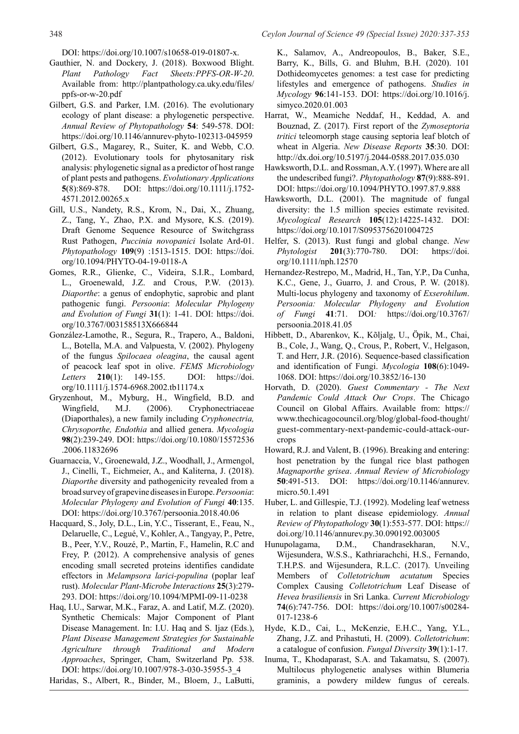DOI: https://doi.org/10.1007/s10658-019-01807-x.

Gauthier, N. and Dockery, J. (2018). Boxwood Blight. *Plant Pathology Fact Sheets:PPFS-OR-W-20*. Available from: http://plantpathology.ca.uky.edu/files/ppfs-or-w-20.pdf

Gilbert, G.S. and Parker, I.M. (2016). The evolutionary ecology of plant disease: a phylogenetic perspective. *Annual Review of Phytopathology* **54**: 549-578. DOI: https://doi.org/10.1146/annurev-phyto-102313-045959

Gilbert, G.S., Magarey, R., Suiter, K. and Webb, C.O. (2012). Evolutionary tools for phytosanitary risk analysis: phylogenetic signal as a predictor of host range of plant pests and pathogens. *Evolutionary Applications* **5**(8):869-878. DOI: https://doi.org/10.1111/j.1752-4571.2012.00265.x

Gill, U.S., Nandety, R.S., Krom, N., Dai, X., Zhuang, Z., Tang, Y., Zhao, P.X. and Mysore, K.S. (2019). Draft Genome Sequence Resource of Switchgrass Rust Pathogen, *Puccinia novopanici* Isolate Ard-01. *Phytopathology* **109**(9) :1513-1515. DOI: https://doi.org/10.1094/PHYTO-04-19-0118-A

Gomes, R.R., Glienke, C., Videira, S.I.R., Lombard, L., Groenewald, J.Z. and Crous, P.W. (2013). *Diaporthe*: a genus of endophytic, saprobic and plant pathogenic fungi. *Persoonia*: *Molecular Phylogeny and Evolution of Fungi* **31**(1): 1-41. DOI: https://doi.org/10.3767/003158513X666844

González-Lamothe, R., Segura, R., Trapero, A., Baldoni, L., Botella, M.A. and Valpuesta, V. (2002). Phylogeny of the fungus *Spilocaea oleagina*, the causal agent of peacock leaf spot in olive. *FEMS Microbiology Letters* **210**(1): 149-155. DOI: https://doi.org/10.1111/j.1574-6968.2002.tb11174.x

Gryzenhout, M., Myburg, H., Wingfield, B.D. and Wingfield, M.J. (2006). Cryphonectriaceae (Diaporthales), a new family including *Cryphonectria, Chrysoporthe, Endothia* and allied genera. *Mycologia* **98**(2):239-249. DOI: https://doi.org/10.1080/15572536.2006.11832696

Guarnaccia, V., Groenewald, J.Z., Woodhall, J., Armengol, J., Cinelli, T., Eichmeier, A., and Kaliterna, J. (2018). *Diaporthe* diversity and pathogenicity revealed from a broad survey of grapevine diseases in Europe. *Persoonia*: *Molecular Phylogeny and Evolution of Fungi* **40**:135. DOI: https://doi.org/10.3767/persoonia.2018.40.06

Hacquard, S., Joly, D.L., Lin, Y.C., Tisserant, E., Feau, N., Delaruelle, C., Legué, V., Kohler, A., Tangyay, P., Petre, B., Peer, Y.V., Rouzé, P., Martin, F., Hamelin, R.C and Frey, P. (2012). A comprehensive analysis of genes encoding small secreted proteins identifies candidate effectors in *Melampsora larici-populina* (poplar leaf rust). *Molecular Plant-Microbe Interactions* **25**(3):279-293. DOI: https://doi.org/10.1094/MPMI-09-11-0238

Haq, I.U., Sarwar, M.K., Faraz, A. and Latif, M.Z. (2020). Synthetic Chemicals: Major Component of Plant Disease Management. In: I.U. Haq and S. Ijaz (Eds.), *Plant Disease Management Strategies for Sustainable Agriculture through Traditional and Modern Approaches*, Springer, Cham, Switzerland Pp. 538. DOI: https://doi.org/10.1007/978-3-030-35955-3_4

Haridas, S., Albert, R., Binder, M., Bloem, J., LaButti, K., Salamov, A., Andreopoulos, B., Baker, S.E., Barry, K., Bills, G. and Bluhm, B.H. (2020). 101 Dothideomycetes genomes: a test case for predicting lifestyles and emergence of pathogens. *Studies in Mycology* **96**:141-153. DOI: https://doi.org/10.1016/j.simyco.2020.01.003

Harrat, W., Meamiche Neddaf, H., Keddad, A. and Bouznad, Z. (2017). First report of the *Zymoseptoria tritici* teleomorph stage causing septoria leaf blotch of wheat in Algeria. *New Disease Reports* **35**:30. DOI: http://dx.doi.org/10.5197/j.2044-0588.2017.035.030

Hawksworth, D.L. and Rossman, A.Y. (1997). Where are all the undescribed fungi?. *Phytopathology* **87**(9):888-891. DOI: https://doi.org/10.1094/PHYTO.1997.87.9.888

Hawksworth, D.L. (2001). The magnitude of fungal diversity: the 1.5 million species estimate revisited. *Mycological Research* **105**(12):14225-1432. DOI: https://doi.org/10.1017/S0953756201004725

Helfer, S. (2013). Rust fungi and global change. *New Phytologist* **201**(3):770-780. DOI: https://doi.org/10.1111/nph.12570

Hernandez-Restrepo, M., Madrid, H., Tan, Y.P., Da Cunha, K.C., Gene, J., Guarro, J. and Crous, P. W. (2018). Multi-locus phylogeny and taxonomy of *Exserohilum*. *Persoonia: Molecular Phylogeny and Evolution of Fungi* **41**:71. DOI*:* https://doi.org/10.3767/persoonia.2018.41.05

Hibbett, D., Abarenkov, K., Kõljalg, U., Öpik, M., Chai, B., Cole, J., Wang, Q., Crous, P., Robert, V., Helgason, T. and Herr, J.R. (2016). Sequence-based classification and identification of Fungi. *Mycologia* **108**(6):1049-1068. DOI: https://doi.org/10.3852/16-130

Horvath, D. (2020). *Guest Commentary - The Next Pandemic Could Attack Our Crops*. The Chicago Council on Global Affairs. Available from: https://www.thechicagocouncil.org/blog/global-food-thought/guest-commentary-next-pandemic-could-attack-our-crops

Howard, R.J. and Valent, B. (1996). Breaking and entering: host penetration by the fungal rice blast pathogen *Magnaporthe grisea*. *Annual Review of Microbiology* **50**:491-513. DOI: https://doi.org/10.1146/annurev.micro.50.1.491

Huber, L. and Gillespie, T.J. (1992). Modeling leaf wetness in relation to plant disease epidemiology. *Annual Review of Phytopathology* **30**(1):553-577. DOI: https://doi.org/10.1146/annurev.py.30.090192.003005

Hunupolagama, D.M., Chandrasekharan, N.V., Wijesundera, W.S.S., Kathriarachchi, H.S., Fernando, T.H.P.S. and Wijesundera, R.L.C. (2017). Unveiling Members of *Colletotrichum acutatum* Species Complex Causing *Colletotrichum* Leaf Disease of *Hevea brasiliensis* in Sri Lanka. *Current Microbiology* **74**(6):747-756. DOI: https://doi.org/10.1007/s00284-017-1238-6

Hyde, K.D., Cai, L., McKenzie, E.H.C., Yang, Y.L., Zhang, J.Z. and Prihastuti, H. (2009). *Colletotrichum*: a catalogue of confusion. *Fungal Diversity* **39**(1):1-17.

Inuma, T., Khodaparast, S.A. and Takamatsu, S. (2007). Multilocus phylogenetic analyses within Blumeria graminis, a powdery mildew fungus of cereals.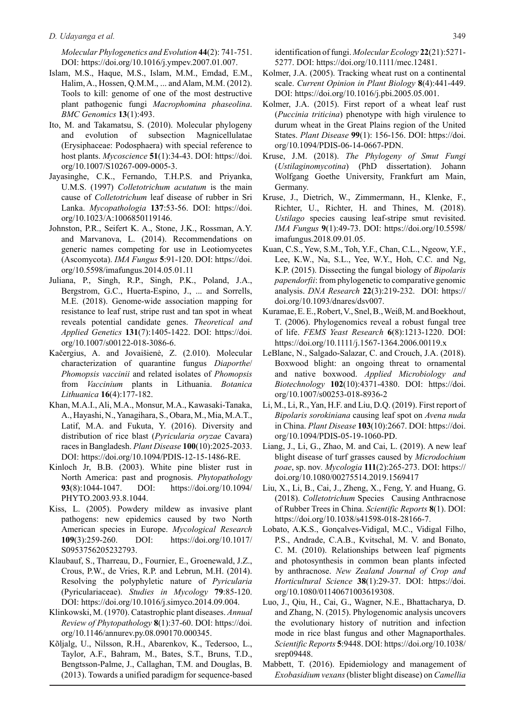*Molecular Phylogenetics and Evolution* **44**(2): 741-751. DOI: https://doi.org/10.1016/j.ympev.2007.01.007.

Islam, M.S., Haque, M.S., Islam, M.M., Emdad, E.M., Halim, A., Hossen, Q.M.M., ... and Alam, M.M. (2012). Tools to kill: genome of one of the most destructive plant pathogenic fungi *Macrophomina phaseolina*. *BMC Genomics* **13**(1):493.

Ito, M. and Takamatsu, S. (2010). Molecular phylogeny and evolution of subsection Magnicellulatae (Erysiphaceae: Podosphaera) with special reference to host plants. *Mycoscience* **51**(1):34-43. DOI: https://doi.org/10.1007/S10267-009-0005-3.

Jayasinghe, C.K., Fernando, T.H.P.S. and Priyanka, U.M.S. (1997) *Colletotrichum acutatum* is the main cause of *Colletotrichum* leaf disease of rubber in Sri Lanka. *Mycopathologia* **137**:53-56. DOI: https://doi.org/10.1023/A:1006850119146.

Johnston, P.R., Seifert K. A., Stone, J.K., Rossman, A.Y. and Marvanova, L. (2014). Recommendations on generic names competing for use in Leotiomycetes (Ascomycota). *IMA Fungus* **5**:91-120. DOI: https://doi.org/10.5598/imafungus.2014.05.01.11

Juliana, P., Singh, R.P., Singh, P.K., Poland, J.A., Bergstrom, G.C., Huerta-Espino, J., ... and Sorrells, M.E. (2018). Genome-wide association mapping for resistance to leaf rust, stripe rust and tan spot in wheat reveals potential candidate genes. *Theoretical and Applied Genetics* **131**(7):1405-1422. DOI: https://doi.org/10.1007/s00122-018-3086-6.

Kačergius, A. and Jovaišienė, Z. (2.010). Molecular characterization of quarantine fungus *Diaporthe*/*Phomopsis vaccinii* and related isolates of *Phomopsis* from *Vaccinium* plants in Lithuania. *Botanica Lithuanica* **16**(4):177-182.

Khan, M.A.I., Ali, M.A., Monsur, M.A., Kawasaki-Tanaka, A., Hayashi, N., Yanagihara, S., Obara, M., Mia, M.A.T., Latif, M.A. and Fukuta, Y. (2016). Diversity and distribution of rice blast (*Pyricularia oryzae* Cavara) races in Bangladesh. *Plant Disease* **100**(10):2025-2033. DOI: https://doi.org/10.1094/PDIS-12-15-1486-RE.

Kinloch Jr, B.B. (2003). White pine blister rust in North America: past and prognosis. *Phytopathology* **93**(8):1044-1047. DOI: https://doi.org/10.1094/PHYTO.2003.93.8.1044.

Kiss, L. (2005). Powdery mildew as invasive plant pathogens: new epidemics caused by two North American species in Europe. *Mycological Research* **109**(3):259-260. DOI: https://doi.org/10.1017/S0953756205232793.

Klaubauf, S., Tharreau, D., Fournier, E., Groenewald, J.Z., Crous, P.W., de Vries, R.P. and Lebrun, M.H. (2014). Resolving the polyphyletic nature of *Pyricularia* (Pyriculariaceae). *Studies in Mycology* **79**:85-120. DOI: https://doi.org/10.1016/j.simyco.2014.09.004.

Klinkowski, M. (1970). Catastrophic plant diseases. *Annual Review of Phytopathology* **8**(1):37-60. DOI: https://doi.org/10.1146/annurev.py.08.090170.000345.

Kõljalg, U., Nilsson, R.H., Abarenkov, K., Tedersoo, L., Taylor, A.F., Bahram, M., Bates, S.T., Bruns, T.D., Bengtsson-Palme, J., Callaghan, T.M. and Douglas, B. (2013). Towards a unified paradigm for sequence-based identification of fungi. *Molecular Ecology* **22**(21):5271-5277. DOI: https://doi.org/10.1111/mec.12481.

Kolmer, J.A. (2005). Tracking wheat rust on a continental scale. *Current Opinion in Plant Biology* **8**(4):441-449. DOI: https://doi.org/10.1016/j.pbi.2005.05.001.

Kolmer, J.A. (2015). First report of a wheat leaf rust (*Puccinia triticina*) phenotype with high virulence to durum wheat in the Great Plains region of the United States. *Plant Disease* **99**(1): 156-156. DOI: https://doi.org/10.1094/PDIS-06-14-0667-PDN.

Kruse, J.M. (2018). *The Phylogeny of Smut Fungi* (*Ustilaginomycotina*) (PhD dissertation). Johann Wolfgang Goethe University, Frankfurt am Main, Germany.

Kruse, J., Dietrich, W., Zimmermann, H., Klenke, F., Richter, U., Richter, H. and Thines, M. (2018). *Ustilago* species causing leaf-stripe smut revisited. *IMA Fungus* **9**(1):49-73. DOI: https://doi.org/10.5598/imafungus.2018.09.01.05.

Kuan, C.S., Yew, S.M., Toh, Y.F., Chan, C.L., Ngeow, Y.F., Lee, K.W., Na, S.L., Yee, W.Y., Hoh, C.C. and Ng, K.P. (2015). Dissecting the fungal biology of *Bipolaris papendorfii*: from phylogenetic to comparative genomic analysis. *DNA Research* **22**(3):219-232. DOI: https://doi.org/10.1093/dnares/dsv007.

Kuramae, E. E., Robert, V., Snel, B., Weiß, M. and Boekhout, T. (2006). Phylogenomics reveal a robust fungal tree of life. *FEMS Yeast Research* **6**(8):1213-1220. DOI: https://doi.org/10.1111/j.1567-1364.2006.00119.x

LeBlanc, N., Salgado-Salazar, C. and Crouch, J.A. (2018). Boxwood blight: an ongoing threat to ornamental and native boxwood. *Applied Microbiology and Biotechnology* **102**(10):4371-4380. DOI: https://doi.org/10.1007/s00253-018-8936-2

Li, M., Li, R., Yan, H.F. and Liu, D.Q. (2019). First report of *Bipolaris sorokiniana* causing leaf spot on *Avena nuda* in China. *Plant Disease* **103**(10):2667. DOI: https://doi.org/10.1094/PDIS-05-19-1060-PD.

Liang, J., Li, G., Zhao, M. and Cai, L. (2019). A new leaf blight disease of turf grasses caused by *Microdochium poae*, sp. nov. *Mycologia* **111**(2):265-273. DOI: https://doi.org/10.1080/00275514.2019.1569417

Liu, X., Li, B., Cai, J., Zheng, X., Feng, Y. and Huang, G. (2018). *Colletotrichum* Species Causing Anthracnose of Rubber Trees in China. *Scientific Reports* **8**(1). DOI: https://doi.org/10.1038/s41598-018-28166-7.

Lobato, A.K.S., Gonçalves-Vidigal, M.C., Vidigal Filho, P.S., Andrade, C.A.B., Kvitschal, M. V. and Bonato, C. M. (2010). Relationships between leaf pigments and photosynthesis in common bean plants infected by anthracnose. *New Zealand Journal of Crop and Horticultural Science* **38**(1):29-37. DOI: https://doi.org/10.1080/01140671003619308.

Luo, J., Qiu, H., Cai, G., Wagner, N.E., Bhattacharya, D. and Zhang, N. (2015). Phylogenomic analysis uncovers the evolutionary history of nutrition and infection mode in rice blast fungus and other Magnaporthales. *Scientific Reports* **5**:9448. DOI: https://doi.org/10.1038/srep09448.

Mabbett, T. (2016). Epidemiology and management of *Exobasidium vexans* (blister blight disease) on *Camellia*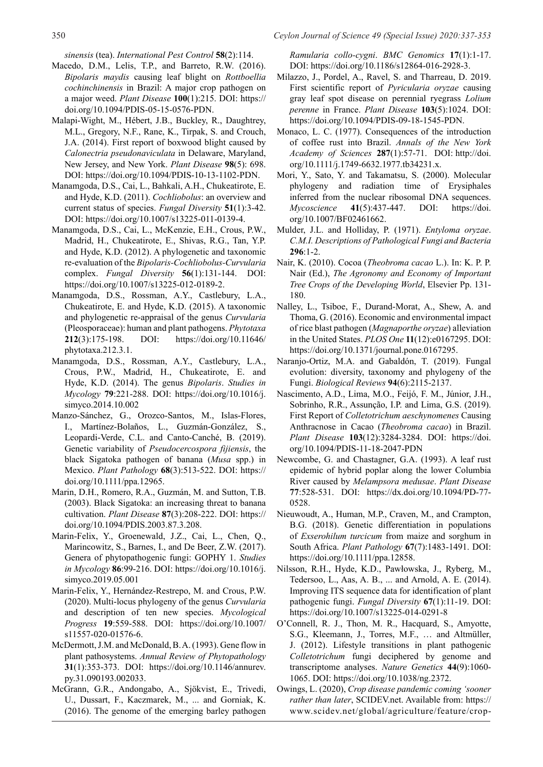*sinensis* (tea). *International Pest Control* **58**(2):114.

Macedo, D.M., Lelis, T.P., and Barreto, R.W. (2016). *Bipolaris maydis* causing leaf blight on *Rottboellia cochinchinensis* in Brazil: A major crop pathogen on a major weed. *Plant Disease* **100**(1):215. DOI: https://doi.org/10.1094/PDIS-05-15-0576-PDN.

Malapi-Wight, M., Hébert, J.B., Buckley, R., Daughtrey, M.L., Gregory, N.F., Rane, K., Tirpak, S. and Crouch, J.A. (2014). First report of boxwood blight caused by *Calonectria pseudonaviculata* in Delaware, Maryland, New Jersey, and New York. *Plant Disease* **98**(5): 698. DOI: https://doi.org/10.1094/PDIS-10-13-1102-PDN.

Manamgoda, D.S., Cai, L., Bahkali, A.H., Chukeatirote, E. and Hyde, K.D. (2011). *Cochliobolus*: an overview and current status of species. *Fungal Diversity* **51**(1):3-42. DOI: https://doi.org/10.1007/s13225-011-0139-4.

Manamgoda, D.S., Cai, L., McKenzie, E.H., Crous, P.W., Madrid, H., Chukeatirote, E., Shivas, R.G., Tan, Y.P. and Hyde, K.D. (2012). A phylogenetic and taxonomic re-evaluation of the *Bipolaris-Cochliobolus-Curvularia* complex. *Fungal Diversity* **56**(1):131-144. DOI: https://doi.org/10.1007/s13225-012-0189-2.

Manamgoda, D.S., Rossman, A.Y., Castlebury, L.A., Chukeatirote, E. and Hyde, K.D. (2015). A taxonomic and phylogenetic re-appraisal of the genus *Curvularia* (Pleosporaceae): human and plant pathogens. *Phytotaxa* **212**(3):175-198. DOI: https://doi.org/10.11646/phytotaxa.212.3.1.

Manamgoda, D.S., Rossman, A.Y., Castlebury, L.A., Crous, P.W., Madrid, H., Chukeatirote, E. and Hyde, K.D. (2014). The genus *Bipolaris*. *Studies in Mycology* **79**:221-288. DOI: https://doi.org/10.1016/j.simyco.2014.10.002

Manzo-Sánchez, G., Orozco-Santos, M., Islas-Flores, I., Martínez-Bolaños, L., Guzmán-González, S., Leopardi-Verde, C.L. and Canto-Canché, B. (2019). Genetic variability of *Pseudocercospora fijiensis*, the black Sigatoka pathogen of banana (*Musa* spp.) in Mexico. *Plant Pathology* **68**(3):513-522. DOI: https://doi.org/10.1111/ppa.12965.

Marin, D.H., Romero, R.A., Guzmán, M. and Sutton, T.B. (2003). Black Sigatoka: an increasing threat to banana cultivation. *Plant Disease* **87**(3):208-222. DOI: https://doi.org/10.1094/PDIS.2003.87.3.208.

Marin-Felix, Y., Groenewald, J.Z., Cai, L., Chen, Q., Marincowitz, S., Barnes, I., and De Beer, Z.W. (2017). Genera of phytopathogenic fungi: GOPHY 1. *Studies in Mycology* **86**:99-216. DOI: https://doi.org/10.1016/j.simyco.2019.05.001

Marin-Felix, Y., Hernández-Restrepo, M. and Crous, P.W. (2020). Multi-locus phylogeny of the genus *Curvularia* and description of ten new species. *Mycological Progress* **19**:559-588. DOI: https://doi.org/10.1007/s11557-020-01576-6.

McDermott, J.M. and McDonald, B.A. (1993). Gene flow in plant pathosystems. *Annual Review of Phytopathology* **31**(1):353-373. DOI: https://doi.org/10.1146/annurev.py.31.090193.002033.

McGrann, G.R., Andongabo, A., Sjökvist, E., Trivedi, U., Dussart, F., Kaczmarek, M., ... and Gorniak, K. (2016). The genome of the emerging barley pathogen *Ramularia collo-cygni*. *BMC Genomics* **17**(1):1-17. DOI: https://doi.org/10.1186/s12864-016-2928-3.

Milazzo, J., Pordel, A., Ravel, S. and Tharreau, D. 2019. First scientific report of *Pyricularia oryzae* causing gray leaf spot disease on perennial ryegrass *Lolium perenne* in France. *Plant Disease* **103**(5):1024. DOI: https://doi.org/10.1094/PDIS-09-18-1545-PDN.

Monaco, L. C. (1977). Consequences of the introduction of coffee rust into Brazil. *Annals of the New York Academy of Sciences* **287**(1):57-71. DOI: http://doi.org/10.1111/j.1749-6632.1977.tb34231.x.

Mori, Y., Sato, Y. and Takamatsu, S. (2000). Molecular phylogeny and radiation time of Erysiphales inferred from the nuclear ribosomal DNA sequences. *Mycoscience* **41**(5):437-447. DOI: https://doi.org/10.1007/BF02461662.

Mulder, J.L. and Holliday, P. (1971). *Entyloma oryzae*. *C.M.I. Descriptions of Pathological Fungi and Bacteria* **296**:1-2.

Nair, K. (2010). Cocoa (*Theobroma cacao* L.). In: K. P. P. Nair (Ed.), *The Agronomy and Economy of Important Tree Crops of the Developing World*, Elsevier Pp. 131-180.

Nalley, L., Tsiboe, F., Durand-Morat, A., Shew, A. and Thoma, G. (2016). Economic and environmental impact of rice blast pathogen (*Magnaporthe oryzae*) alleviation in the United States. *PLOS One* **11**(12):e0167295. DOI: https://doi.org/10.1371/journal.pone.0167295.

Naranjo-Ortiz, M.A. and Gabaldón, T. (2019). Fungal evolution: diversity, taxonomy and phylogeny of the Fungi. *Biological Reviews* **94**(6):2115-2137.

Nascimento, A.D., Lima, M.O., Feijó, F. M., Júnior, J.H., Sobrinho, R.R., Assunção, I.P. and Lima, G.S. (2019). First Report of *Colletotrichum aeschynomenes* Causing Anthracnose in Cacao (*Theobroma cacao*) in Brazil. *Plant Disease* **103**(12):3284-3284. DOI: https://doi.org/10.1094/PDIS-11-18-2047-PDN

Newcombe, G. and Chastagner, G.A. (1993). A leaf rust epidemic of hybrid poplar along the lower Columbia River caused by *Melampsora medusae*. *Plant Disease* **77**:528-531. DOI: https://dx.doi.org/10.1094/PD-77-0528.

Nieuwoudt, A., Human, M.P., Craven, M., and Crampton, B.G. (2018). Genetic differentiation in populations of *Exserohilum turcicum* from maize and sorghum in South Africa. *Plant Pathology* **67**(7):1483-1491. DOI: https://doi.org/10.1111/ppa.12858.

Nilsson, R.H., Hyde, K.D., Pawłowska, J., Ryberg, M., Tedersoo, L., Aas, A. B., ... and Arnold, A. E. (2014). Improving ITS sequence data for identification of plant pathogenic fungi. *Fungal Diversity* **67**(1):11-19. DOI: https://doi.org/10.1007/s13225-014-0291-8

O'Connell, R. J., Thon, M. R., Hacquard, S., Amyotte, S.G., Kleemann, J., Torres, M.F., … and Altmüller, J. (2012). Lifestyle transitions in plant pathogenic *Colletotrichum* fungi deciphered by genome and transcriptome analyses. *Nature Genetics* **44**(9):1060-1065. DOI: https://doi.org/10.1038/ng.2372.

Owings, L. (2020), *Crop disease pandemic coming 'sooner rather than later*, SCIDEV.net. Available from: https://www.scidev.net/global/agriculture/feature/crop-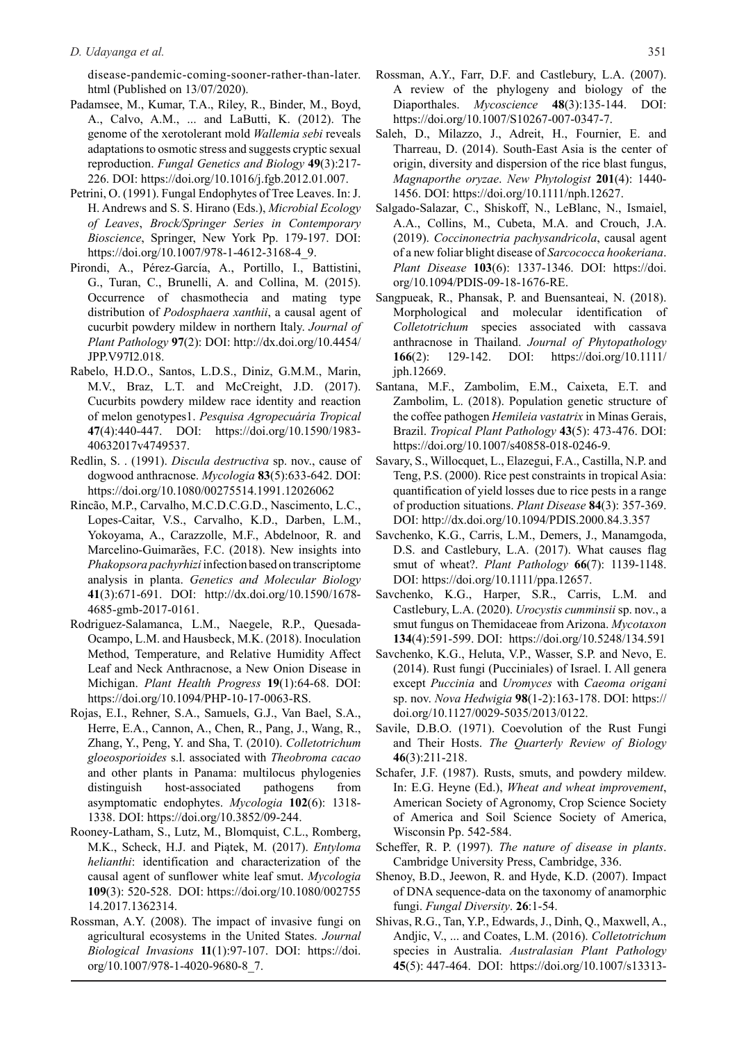disease-pandemic-coming-sooner-rather-than-later.html (Published on 13/07/2020).

Padamsee, M., Kumar, T.A., Riley, R., Binder, M., Boyd, A., Calvo, A.M., ... and LaButti, K. (2012). The genome of the xerotolerant mold *Wallemia sebi* reveals adaptations to osmotic stress and suggests cryptic sexual reproduction. *Fungal Genetics and Biology* **49**(3):217-226. DOI: https://doi.org/10.1016/j.fgb.2012.01.007.

Petrini, O. (1991). Fungal Endophytes of Tree Leaves. In: J. H. Andrews and S. S. Hirano (Eds.), *Microbial Ecology of Leaves*, *Brock/Springer Series in Contemporary Bioscience*, Springer, New York Pp. 179-197. DOI: https://doi.org/10.1007/978-1-4612-3168-4_9.

Pirondi, A., Pérez-García, A., Portillo, I., Battistini, G., Turan, C., Brunelli, A. and Collina, M. (2015). Occurrence of chasmothecia and mating type distribution of *Podosphaera xanthii*, a causal agent of cucurbit powdery mildew in northern Italy. *Journal of Plant Pathology* **97**(2): DOI: http://dx.doi.org/10.4454/JPP.V97I2.018.

Rabelo, H.D.O., Santos, L.D.S., Diniz, G.M.M., Marin, M.V., Braz, L.T. and McCreight, J.D. (2017). Cucurbits powdery mildew race identity and reaction of melon genotypes1. *Pesquisa Agropecuária Tropical* **47**(4):440-447. DOI: https://doi.org/10.1590/1983-40632017v4749537.

Redlin, S. . (1991). *Discula destructiva* sp. nov., cause of dogwood anthracnose. *Mycologia* **83**(5):633-642. DOI: https://doi.org/10.1080/00275514.1991.12026062

Rincão, M.P., Carvalho, M.C.D.C.G.D., Nascimento, L.C., Lopes-Caitar, V.S., Carvalho, K.D., Darben, L.M., Yokoyama, A., Carazzolle, M.F., Abdelnoor, R. and Marcelino-Guimarães, F.C. (2018). New insights into *Phakopsora pachyrhizi* infection based on transcriptome analysis in planta. *Genetics and Molecular Biology* **41**(3):671-691. DOI: http://dx.doi.org/10.1590/1678-4685-gmb-2017-0161.

Rodriguez-Salamanca, L.M., Naegele, R.P., Quesada-Ocampo, L.M. and Hausbeck, M.K. (2018). Inoculation Method, Temperature, and Relative Humidity Affect Leaf and Neck Anthracnose, a New Onion Disease in Michigan. *Plant Health Progress* **19**(1):64-68. DOI: https://doi.org/10.1094/PHP-10-17-0063-RS.

Rojas, E.I., Rehner, S.A., Samuels, G.J., Van Bael, S.A., Herre, E.A., Cannon, A., Chen, R., Pang, J., Wang, R., Zhang, Y., Peng, Y. and Sha, T. (2010). *Colletotrichum gloeosporioides* s.l. associated with *Theobroma cacao* and other plants in Panama: multilocus phylogenies distinguish host-associated pathogens from asymptomatic endophytes. *Mycologia* **102**(6): 1318-1338. DOI: https://doi.org/10.3852/09-244.

Rooney-Latham, S., Lutz, M., Blomquist, C.L., Romberg, M.K., Scheck, H.J. and Piątek, M. (2017). *Entyloma helianthi*: identification and characterization of the causal agent of sunflower white leaf smut. *Mycologia* **109**(3): 520-528. DOI: https://doi.org/10.1080/00275514.2017.1362314.

Rossman, A.Y. (2008). The impact of invasive fungi on agricultural ecosystems in the United States. *Journal Biological Invasions* **11**(1):97-107. DOI: https://doi.org/10.1007/978-1-4020-9680-8_7.

Rossman, A.Y., Farr, D.F. and Castlebury, L.A. (2007). A review of the phylogeny and biology of the Diaporthales. *Mycoscience* **48**(3):135-144. DOI: https://doi.org/10.1007/S10267-007-0347-7.

Saleh, D., Milazzo, J., Adreit, H., Fournier, E. and Tharreau, D. (2014). South-East Asia is the center of origin, diversity and dispersion of the rice blast fungus, *Magnaporthe oryzae*. *New Phytologist* **201**(4): 1440-1456. DOI: https://doi.org/10.1111/nph.12627.

Salgado-Salazar, C., Shiskoff, N., LeBlanc, N., Ismaiel, A.A., Collins, M., Cubeta, M.A. and Crouch, J.A. (2019). *Coccinonectria pachysandricola*, causal agent of a new foliar blight disease of *Sarcococca hookeriana*. *Plant Disease* **103**(6): 1337-1346. DOI: https://doi.org/10.1094/PDIS-09-18-1676-RE.

Sangpueak, R., Phansak, P. and Buensanteai, N. (2018). Morphological and molecular identification of *Colletotrichum* species associated with cassava anthracnose in Thailand. *Journal of Phytopathology* **166**(2): 129-142. DOI: https://doi.org/10.1111/jph.12669.

Santana, M.F., Zambolim, E.M., Caixeta, E.T. and Zambolim, L. (2018). Population genetic structure of the coffee pathogen *Hemileia vastatrix* in Minas Gerais, Brazil. *Tropical Plant Pathology* **43**(5): 473-476. DOI: https://doi.org/10.1007/s40858-018-0246-9.

Savary, S., Willocquet, L., Elazegui, F.A., Castilla, N.P. and Teng, P.S. (2000). Rice pest constraints in tropical Asia: quantification of yield losses due to rice pests in a range of production situations. *Plant Disease* **84**(3): 357-369. DOI: http://dx.doi.org/10.1094/PDIS.2000.84.3.357

Savchenko, K.G., Carris, L.M., Demers, J., Manamgoda, D.S. and Castlebury, L.A. (2017). What causes flag smut of wheat?. *Plant Pathology* **66**(7): 1139-1148. DOI: https://doi.org/10.1111/ppa.12657.

Savchenko, K.G., Harper, S.R., Carris, L.M. and Castlebury, L.A. (2020). *Urocystis cumminsii* sp. nov., a smut fungus on Themidaceae from Arizona. *Mycotaxon* **134**(4):591-599. DOI: https://doi.org/10.5248/134.591

Savchenko, K.G., Heluta, V.P., Wasser, S.P. and Nevo, E. (2014). Rust fungi (Pucciniales) of Israel. I. All genera except *Puccinia* and *Uromyces* with *Caeoma origani* sp. nov. *Nova Hedwigia* **98**(1-2):163-178. DOI: https://doi.org/10.1127/0029-5035/2013/0122.

Savile, D.B.O. (1971). Coevolution of the Rust Fungi and Their Hosts. *The Quarterly Review of Biology* **46**(3):211-218.

Schafer, J.F. (1987). Rusts, smuts, and powdery mildew. In: E.G. Heyne (Ed.), *Wheat and wheat improvement*, American Society of Agronomy, Crop Science Society of America and Soil Science Society of America, Wisconsin Pp. 542-584.

Scheffer, R. P. (1997). *The nature of disease in plants*. Cambridge University Press, Cambridge, 336.

Shenoy, B.D., Jeewon, R. and Hyde, K.D. (2007). Impact of DNA sequence-data on the taxonomy of anamorphic fungi. *Fungal Diversity*. **26**:1-54.

Shivas, R.G., Tan, Y.P., Edwards, J., Dinh, Q., Maxwell, A., Andjic, V., ... and Coates, L.M. (2016). *Colletotrichum* species in Australia. *Australasian Plant Pathology* **45**(5): 447-464. DOI: https://doi.org/10.1007/s13313-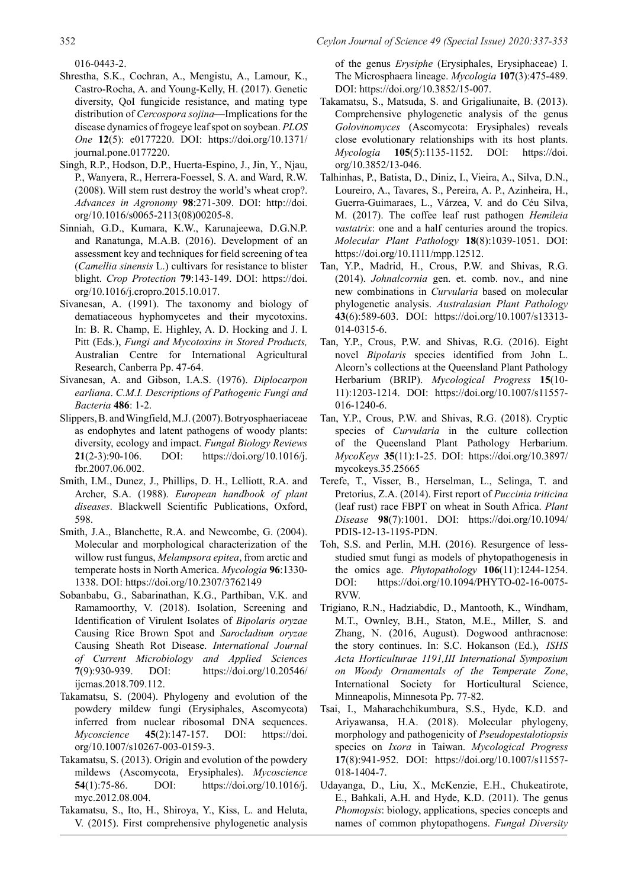016-0443-2.

Shrestha, S.K., Cochran, A., Mengistu, A., Lamour, K., Castro-Rocha, A. and Young-Kelly, H. (2017). Genetic diversity, QoI fungicide resistance, and mating type distribution of *Cercospora sojina*—Implications for the disease dynamics of frogeye leaf spot on soybean. *PLOS One* **12**(5): e0177220. DOI: https://doi.org/10.1371/journal.pone.0177220.

Singh, R.P., Hodson, D.P., Huerta-Espino, J., Jin, Y., Njau, P., Wanyera, R., Herrera-Foessel, S. A. and Ward, R.W. (2008). Will stem rust destroy the world's wheat crop?. *Advances in Agronomy* **98**:271-309. DOI: http://doi.org/10.1016/s0065-2113(08)00205-8.

Sinniah, G.D., Kumara, K.W., Karunajeewa, D.G.N.P. and Ranatunga, M.A.B. (2016). Development of an assessment key and techniques for field screening of tea (*Camellia sinensis* L.) cultivars for resistance to blister blight. *Crop Protection* **79**:143-149. DOI: https://doi.org/10.1016/j.cropro.2015.10.017.

Sivanesan, A. (1991). The taxonomy and biology of dematiaceous hyphomycetes and their mycotoxins. In: B. R. Champ, E. Highley, A. D. Hocking and J. I. Pitt (Eds.), *Fungi and Mycotoxins in Stored Products,* Australian Centre for International Agricultural Research, Canberra Pp. 47-64.

Sivanesan, A. and Gibson, I.A.S. (1976). *Diplocarpon earliana*. *C.M.I. Descriptions of Pathogenic Fungi and Bacteria* **486**: 1-2.

Slippers, B. and Wingfield, M.J. (2007). Botryosphaeriaceae as endophytes and latent pathogens of woody plants: diversity, ecology and impact. *Fungal Biology Reviews* **21**(2-3):90-106. DOI: https://doi.org/10.1016/j.fbr.2007.06.002.

Smith, I.M., Dunez, J., Phillips, D. H., Lelliott, R.A. and Archer, S.A. (1988). *European handbook of plant diseases*. Blackwell Scientific Publications, Oxford, 598.

Smith, J.A., Blanchette, R.A. and Newcombe, G. (2004). Molecular and morphological characterization of the willow rust fungus, *Melampsora epitea*, from arctic and temperate hosts in North America. *Mycologia* **96**:1330-1338. DOI: https://doi.org/10.2307/3762149

Sobanbabu, G., Sabarinathan, K.G., Parthiban, V.K. and Ramamoorthy, V. (2018). Isolation, Screening and Identification of Virulent Isolates of *Bipolaris oryzae* Causing Rice Brown Spot and *Sarocladium oryzae* Causing Sheath Rot Disease. *International Journal of Current Microbiology and Applied Sciences* **7**(9):930-939. DOI: https://doi.org/10.20546/ijcmas.2018.709.112.

Takamatsu, S. (2004). Phylogeny and evolution of the powdery mildew fungi (Erysiphales, Ascomycota) inferred from nuclear ribosomal DNA sequences. *Mycoscience* **45**(2):147-157. DOI: https://doi.org/10.1007/s10267-003-0159-3.

Takamatsu, S. (2013). Origin and evolution of the powdery mildews (Ascomycota, Erysiphales). *Mycoscience* **54**(1):75-86. DOI: https://doi.org/10.1016/j.myc.2012.08.004.

Takamatsu, S., Ito, H., Shiroya, Y., Kiss, L. and Heluta, V. (2015). First comprehensive phylogenetic analysis of the genus *Erysiphe* (Erysiphales, Erysiphaceae) I. The Microsphaera lineage. *Mycologia* **107**(3):475-489. DOI: https://doi.org/10.3852/15-007.

Takamatsu, S., Matsuda, S. and Grigaliunaite, B. (2013). Comprehensive phylogenetic analysis of the genus *Golovinomyces* (Ascomycota: Erysiphales) reveals close evolutionary relationships with its host plants. *Mycologia* **105**(5):1135-1152. DOI: https://doi.org/10.3852/13-046.

Talhinhas, P., Batista, D., Diniz, I., Vieira, A., Silva, D.N., Loureiro, A., Tavares, S., Pereira, A. P., Azinheira, H., Guerra-Guimaraes, L., Várzea, V. and do Céu Silva, M. (2017). The coffee leaf rust pathogen *Hemileia vastatrix*: one and a half centuries around the tropics. *Molecular Plant Pathology* **18**(8):1039-1051. DOI: https://doi.org/10.1111/mpp.12512.

Tan, Y.P., Madrid, H., Crous, P.W. and Shivas, R.G. (2014). *Johnalcornia* gen. et. comb. nov., and nine new combinations in *Curvularia* based on molecular phylogenetic analysis. *Australasian Plant Pathology* **43**(6):589-603. DOI: https://doi.org/10.1007/s13313-014-0315-6.

Tan, Y.P., Crous, P.W. and Shivas, R.G. (2016). Eight novel *Bipolaris* species identified from John L. Alcorn's collections at the Queensland Plant Pathology Herbarium (BRIP). *Mycological Progress* **15**(10-11):1203-1214. DOI: https://doi.org/10.1007/s11557-016-1240-6.

Tan, Y.P., Crous, P.W. and Shivas, R.G. (2018). Cryptic species of *Curvularia* in the culture collection of the Queensland Plant Pathology Herbarium. *MycoKeys* **35**(11):1-25. DOI: https://doi.org/10.3897/mycokeys.35.25665

Terefe, T., Visser, B., Herselman, L., Selinga, T. and Pretorius, Z.A. (2014). First report of *Puccinia triticina* (leaf rust) race FBPT on wheat in South Africa. *Plant Disease* **98**(7):1001. DOI: https://doi.org/10.1094/PDIS-12-13-1195-PDN.

Toh, S.S. and Perlin, M.H. (2016). Resurgence of less-studied smut fungi as models of phytopathogenesis in the omics age. *Phytopathology* **106**(11):1244-1254. DOI: https://doi.org/10.1094/PHYTO-02-16-0075-RVW.

Trigiano, R.N., Hadziabdic, D., Mantooth, K., Windham, M.T., Ownley, B.H., Staton, M.E., Miller, S. and Zhang, N. (2016, August). Dogwood anthracnose: the story continues. In: S.C. Hokanson (Ed.), *ISHS Acta Horticulturae 1191,III International Symposium on Woody Ornamentals of the Temperate Zone*, International Society for Horticultural Science, Minneapolis, Minnesota Pp. 77-82.

Tsai, I., Maharachchikumbura, S.S., Hyde, K.D. and Ariyawansa, H.A. (2018). Molecular phylogeny, morphology and pathogenicity of *Pseudopestalotiopsis* species on *Ixora* in Taiwan. *Mycological Progress* **17**(8):941-952. DOI: https://doi.org/10.1007/s11557-018-1404-7.

Udayanga, D., Liu, X., McKenzie, E.H., Chukeatirote, E., Bahkali, A.H. and Hyde, K.D. (2011). The genus *Phomopsis*: biology, applications, species concepts and names of common phytopathogens. *Fungal Diversity*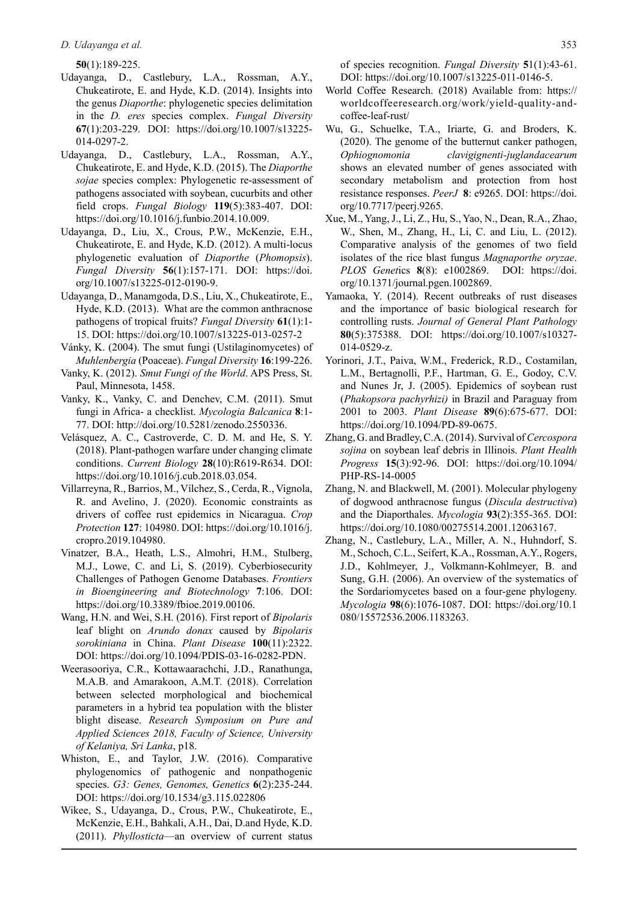**50**(1):189-225.

Udayanga, D., Castlebury, L.A., Rossman, A.Y., Chukeatirote, E. and Hyde, K.D. (2014). Insights into the genus *Diaporthe*: phylogenetic species delimitation in the *D. eres* species complex. *Fungal Diversity* **67**(1):203-229. DOI: https://doi.org/10.1007/s13225-014-0297-2.

Udayanga, D., Castlebury, L.A., Rossman, A.Y., Chukeatirote, E. and Hyde, K.D. (2015). The *Diaporthe sojae* species complex: Phylogenetic re-assessment of pathogens associated with soybean, cucurbits and other field crops. *Fungal Biology* **119**(5):383-407. DOI: https://doi.org/10.1016/j.funbio.2014.10.009.

Udayanga, D., Liu, X., Crous, P.W., McKenzie, E.H., Chukeatirote, E. and Hyde, K.D. (2012). A multi-locus phylogenetic evaluation of *Diaporthe* (*Phomopsis*). *Fungal Diversity* **56**(1):157-171. DOI: https://doi.org/10.1007/s13225-012-0190-9.

Udayanga, D., Manamgoda, D.S., Liu, X., Chukeatirote, E., Hyde, K.D. (2013). What are the common anthracnose pathogens of tropical fruits? *Fungal Diversity* **61**(1):1-15. DOI: https://doi.org/10.1007/s13225-013-0257-2

Vánky, K. (2004). The smut fungi (Ustilaginomycetes) of *Muhlenbergia* (Poaceae). *Fungal Diversity* **16**:199-226.

Vanky, K. (2012). *Smut Fungi of the World*. APS Press, St. Paul, Minnesota, 1458.

Vanky, K., Vanky, C. and Denchev, C.M. (2011). Smut fungi in Africa- a checklist. *Mycologia Balcanica* **8**:1-77. DOI: http://doi.org/10.5281/zenodo.2550336.

Velásquez, A. C., Castroverde, C. D. M. and He, S. Y. (2018). Plant-pathogen warfare under changing climate conditions. *Current Biology* **28**(10):R619-R634. DOI: https://doi.org/10.1016/j.cub.2018.03.054.

Villarreyna, R., Barrios, M., Vílchez, S., Cerda, R., Vignola, R. and Avelino, J. (2020). Economic constraints as drivers of coffee rust epidemics in Nicaragua. *Crop Protection* **127**: 104980. DOI: https://doi.org/10.1016/j.cropro.2019.104980.

Vinatzer, B.A., Heath, L.S., Almohri, H.M., Stulberg, M.J., Lowe, C. and Li, S. (2019). Cyberbiosecurity Challenges of Pathogen Genome Databases. *Frontiers in Bioengineering and Biotechnology* **7**:106. DOI: https://doi.org/10.3389/fbioe.2019.00106.

Wang, H.N. and Wei, S.H. (2016). First report of *Bipolaris* leaf blight on *Arundo donax* caused by *Bipolaris sorokiniana* in China. *Plant Disease* **100**(11):2322. DOI: https://doi.org/10.1094/PDIS-03-16-0282-PDN.

Weerasooriya, C.R., Kottawaarachchi, J.D., Ranathunga, M.A.B. and Amarakoon, A.M.T. (2018). Correlation between selected morphological and biochemical parameters in a hybrid tea population with the blister blight disease. *Research Symposium on Pure and Applied Sciences 2018, Faculty of Science, University of Kelaniya, Sri Lanka*, p18.

Whiston, E., and Taylor, J.W. (2016). Comparative phylogenomics of pathogenic and nonpathogenic species. *G3: Genes, Genomes, Genetics* **6**(2):235-244. DOI: https://doi.org/10.1534/g3.115.022806

Wikee, S., Udayanga, D., Crous, P.W., Chukeatirote, E., McKenzie, E.H., Bahkali, A.H., Dai, D.and Hyde, K.D. (2011). *Phyllosticta*—an overview of current status of species recognition. *Fungal Diversity* **5**1(1):43-61. DOI: https://doi.org/10.1007/s13225-011-0146-5.

World Coffee Research. (2018) Available from: https://worldcoffeeresearch.org/work/yield-quality-and-coffee-leaf-rust/

Wu, G., Schuelke, T.A., Iriarte, G. and Broders, K. (2020). The genome of the butternut canker pathogen, *Ophiognomonia clavigignenti-juglandacearum* shows an elevated number of genes associated with secondary metabolism and protection from host resistance responses. *PeerJ* **8**: e9265. DOI: https://doi.org/10.7717/peerj.9265.

Xue, M., Yang, J., Li, Z., Hu, S., Yao, N., Dean, R.A., Zhao, W., Shen, M., Zhang, H., Li, C. and Liu, L. (2012). Comparative analysis of the genomes of two field isolates of the rice blast fungus *Magnaporthe oryzae*. *PLOS Genet*ics **8**(8): e1002869. DOI: https://doi.org/10.1371/journal.pgen.1002869.

Yamaoka, Y. (2014). Recent outbreaks of rust diseases and the importance of basic biological research for controlling rusts. *Journal of General Plant Pathology* **80**(5):375388. DOI: https://doi.org/10.1007/s10327-014-0529-z.

Yorinori, J.T., Paiva, W.M., Frederick, R.D., Costamilan, L.M., Bertagnolli, P.F., Hartman, G. E., Godoy, C.V. and Nunes Jr, J. (2005). Epidemics of soybean rust (*Phakopsora pachyrhizi)* in Brazil and Paraguay from 2001 to 2003. *Plant Disease* **89**(6):675-677. DOI: https://doi.org/10.1094/PD-89-0675.

Zhang, G. and Bradley, C.A. (2014). Survival of *Cercospora sojina* on soybean leaf debris in Illinois. *Plant Health Progress* **15**(3):92-96. DOI: https://doi.org/10.1094/PHP-RS-14-0005

Zhang, N. and Blackwell, M. (2001). Molecular phylogeny of dogwood anthracnose fungus (*Discula destructiva*) and the Diaporthales. *Mycologia* **93**(2):355-365. DOI: https://doi.org/10.1080/00275514.2001.12063167.

Zhang, N., Castlebury, L.A., Miller, A. N., Huhndorf, S. M., Schoch, C.L., Seifert, K.A., Rossman, A.Y., Rogers, J.D., Kohlmeyer, J., Volkmann-Kohlmeyer, B. and Sung, G.H. (2006). An overview of the systematics of the Sordariomycetes based on a four-gene phylogeny. *Mycologia* **98**(6):1076-1087. DOI: https://doi.org/10.1080/15572536.2006.1183263.